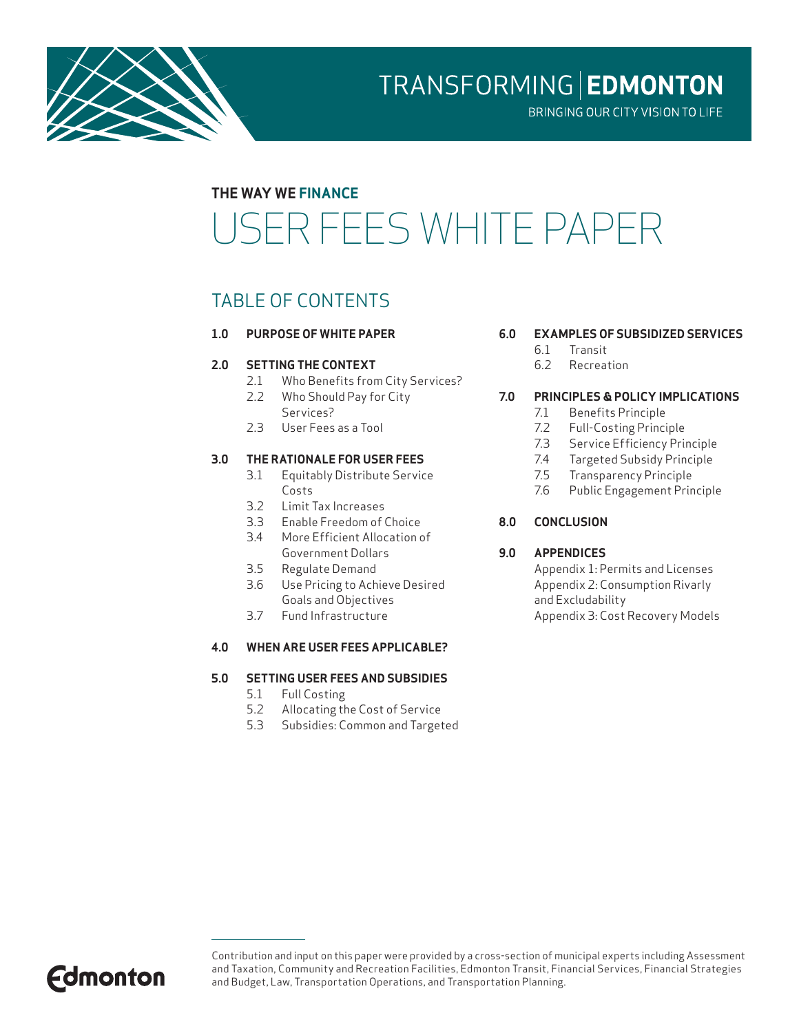TRANSFORMING | **EDMONTON**

BRINGING OUR CITY VISION TO LIFE

**THE WAY WE FINANCE**

# USER FEES WHITE PAPER

## TABLE OF CONTENTS

**1.0 PURPOSE OF WHITE PAPER**

**2.0 SETTING THE CONTEXT**
- 2.1 Who Benefits from City Services?
- 2.2 Who Should Pay for City Services?
- 2.3 User Fees as a Tool

**3.0 THE RATIONALE FOR USER FEES**
- 3.1 Equitably Distribute Service Costs
- 3.2 Limit Tax Increases
- 3.3 Enable Freedom of Choice
- 3.4 More Efficient Allocation of Government Dollars
- 3.5 Regulate Demand
- 3.6 Use Pricing to Achieve Desired Goals and Objectives
- 3.7 Fund Infrastructure

**4.0 WHEN ARE USER FEES APPLICABLE?**

**5.0 SETTING USER FEES AND SUBSIDIES**
- 5.1 Full Costing
- 5.2 Allocating the Cost of Service
- 5.3 Subsidies: Common and Targeted

**6.0 EXAMPLES OF SUBSIDIZED SERVICES**
- 6.1 Transit
- 6.2 Recreation

**7.0 PRINCIPLES & POLICY IMPLICATIONS**
- 7.1 Benefits Principle
- 7.2 Full-Costing Principle
- 7.3 Service Efficiency Principle
- 7.4 Targeted Subsidy Principle
- 7.5 Transparency Principle
- 7.6 Public Engagement Principle

**8.0 CONCLUSION**

**9.0 APPENDICES**
- Appendix 1: Permits and Licenses
- Appendix 2: Consumption Rivalry and Excludability
- Appendix 3: Cost Recovery Models

---

Contribution and input on this paper were provided by a cross-section of municipal experts including Assessment and Taxation, Community and Recreation Facilities, Edmonton Transit, Financial Services, Financial Strategies and Budget, Law, Transportation Operations, and Transportation Planning.

Edmonton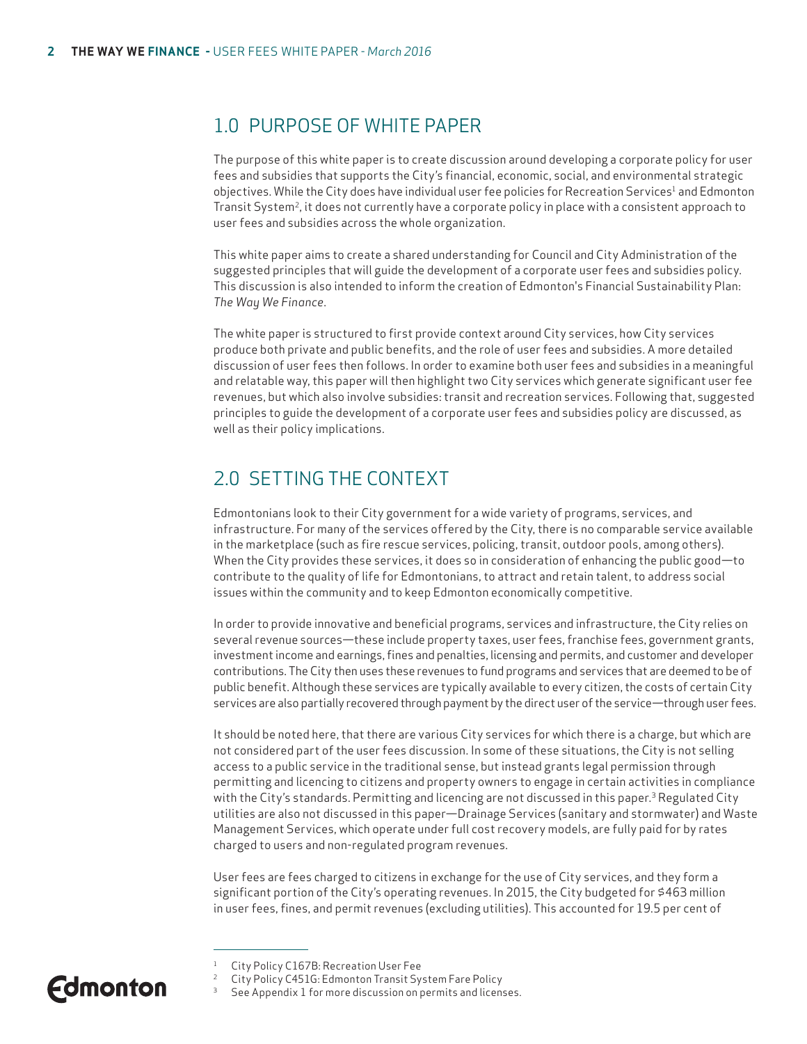## 1.0 PURPOSE OF WHITE PAPER

The purpose of this white paper is to create discussion around developing a corporate policy for user fees and subsidies that supports the City's financial, economic, social, and environmental strategic objectives. While the City does have individual user fee policies for Recreation Services[1] and Edmonton Transit System[2], it does not currently have a corporate policy in place with a consistent approach to user fees and subsidies across the whole organization.

This white paper aims to create a shared understanding for Council and City Administration of the suggested principles that will guide the development of a corporate user fees and subsidies policy. This discussion is also intended to inform the creation of Edmonton's Financial Sustainability Plan: *The Way We Finance*.

The white paper is structured to first provide context around City services, how City services produce both private and public benefits, and the role of user fees and subsidies. A more detailed discussion of user fees then follows. In order to examine both user fees and subsidies in a meaningful and relatable way, this paper will then highlight two City services which generate significant user fee revenues, but which also involve subsidies: transit and recreation services. Following that, suggested principles to guide the development of a corporate user fees and subsidies policy are discussed, as well as their policy implications.

## 2.0 SETTING THE CONTEXT

Edmontonians look to their City government for a wide variety of programs, services, and infrastructure. For many of the services offered by the City, there is no comparable service available in the marketplace (such as fire rescue services, policing, transit, outdoor pools, among others). When the City provides these services, it does so in consideration of enhancing the public good—to contribute to the quality of life for Edmontonians, to attract and retain talent, to address social issues within the community and to keep Edmonton economically competitive.

In order to provide innovative and beneficial programs, services and infrastructure, the City relies on several revenue sources—these include property taxes, user fees, franchise fees, government grants, investment income and earnings, fines and penalties, licensing and permits, and customer and developer contributions. The City then uses these revenues to fund programs and services that are deemed to be of public benefit. Although these services are typically available to every citizen, the costs of certain City services are also partially recovered through payment by the direct user of the service—through user fees.

It should be noted here, that there are various City services for which there is a charge, but which are not considered part of the user fees discussion. In some of these situations, the City is not selling access to a public service in the traditional sense, but instead grants legal permission through permitting and licencing to citizens and property owners to engage in certain activities in compliance with the City's standards. Permitting and licencing are not discussed in this paper.[3] Regulated City utilities are also not discussed in this paper—Drainage Services (sanitary and stormwater) and Waste Management Services, which operate under full cost recovery models, are fully paid for by rates charged to users and non-regulated program revenues.

User fees are fees charged to citizens in exchange for the use of City services, and they form a significant portion of the City's operating revenues. In 2015, the City budgeted for $463 million in user fees, fines, and permit revenues (excluding utilities). This accounted for 19.5 per cent of

---

[1] City Policy C167B: Recreation User Fee

[2] City Policy C451G: Edmonton Transit System Fare Policy

[3] See Appendix 1 for more discussion on permits and licenses.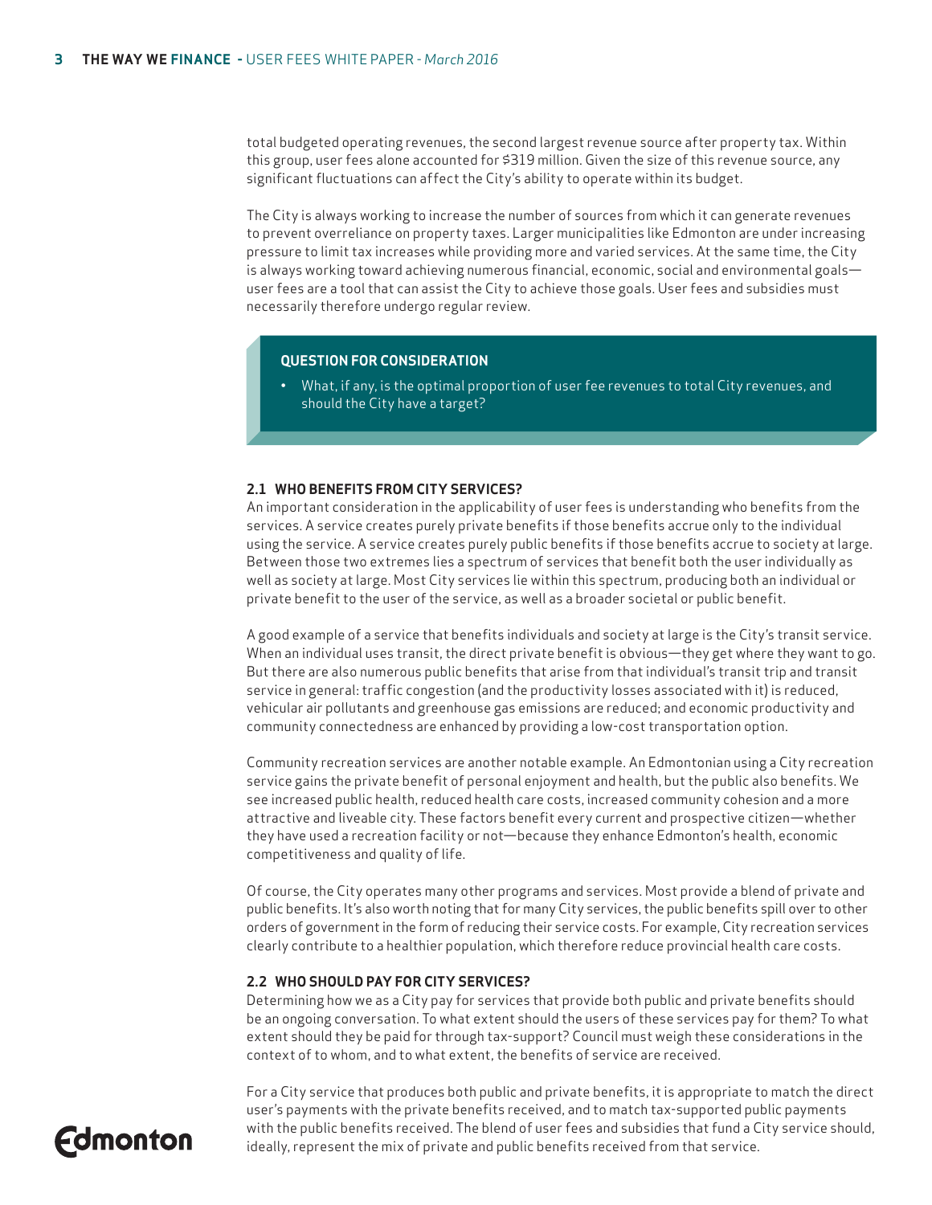total budgeted operating revenues, the second largest revenue source after property tax. Within this group, user fees alone accounted for $319 million. Given the size of this revenue source, any significant fluctuations can affect the City's ability to operate within its budget.

The City is always working to increase the number of sources from which it can generate revenues to prevent overreliance on property taxes. Larger municipalities like Edmonton are under increasing pressure to limit tax increases while providing more and varied services. At the same time, the City is always working toward achieving numerous financial, economic, social and environmental goals—user fees are a tool that can assist the City to achieve those goals. User fees and subsidies must necessarily therefore undergo regular review.

> **QUESTION FOR CONSIDERATION**
>
> - What, if any, is the optimal proportion of user fee revenues to total City revenues, and should the City have a target?

### 2.1 WHO BENEFITS FROM CITY SERVICES?

An important consideration in the applicability of user fees is understanding who benefits from the services. A service creates purely private benefits if those benefits accrue only to the individual using the service. A service creates purely public benefits if those benefits accrue to society at large. Between those two extremes lies a spectrum of services that benefit both the user individually as well as society at large. Most City services lie within this spectrum, producing both an individual or private benefit to the user of the service, as well as a broader societal or public benefit.

A good example of a service that benefits individuals and society at large is the City's transit service. When an individual uses transit, the direct private benefit is obvious—they get where they want to go. But there are also numerous public benefits that arise from that individual's transit trip and transit service in general: traffic congestion (and the productivity losses associated with it) is reduced, vehicular air pollutants and greenhouse gas emissions are reduced; and economic productivity and community connectedness are enhanced by providing a low-cost transportation option.

Community recreation services are another notable example. An Edmontonian using a City recreation service gains the private benefit of personal enjoyment and health, but the public also benefits. We see increased public health, reduced health care costs, increased community cohesion and a more attractive and liveable city. These factors benefit every current and prospective citizen—whether they have used a recreation facility or not—because they enhance Edmonton's health, economic competitiveness and quality of life.

Of course, the City operates many other programs and services. Most provide a blend of private and public benefits. It's also worth noting that for many City services, the public benefits spill over to other orders of government in the form of reducing their service costs. For example, City recreation services clearly contribute to a healthier population, which therefore reduce provincial health care costs.

### 2.2 WHO SHOULD PAY FOR CITY SERVICES?

Determining how we as a City pay for services that provide both public and private benefits should be an ongoing conversation. To what extent should the users of these services pay for them? To what extent should they be paid for through tax-support? Council must weigh these considerations in the context of to whom, and to what extent, the benefits of service are received.

For a City service that produces both public and private benefits, it is appropriate to match the direct user's payments with the private benefits received, and to match tax-supported public payments with the public benefits received. The blend of user fees and subsidies that fund a City service should, ideally, represent the mix of private and public benefits received from that service.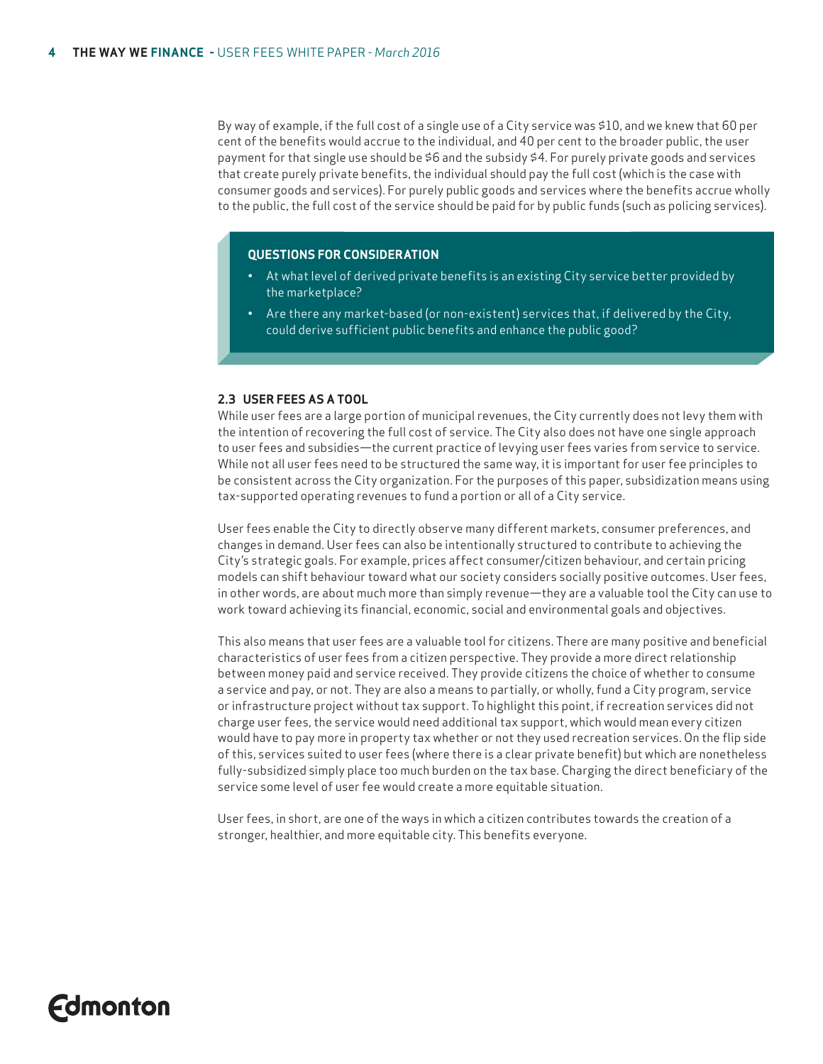By way of example, if the full cost of a single use of a City service was $10, and we knew that 60 per cent of the benefits would accrue to the individual, and 40 per cent to the broader public, the user payment for that single use should be $6 and the subsidy $4. For purely private goods and services that create purely private benefits, the individual should pay the full cost (which is the case with consumer goods and services). For purely public goods and services where the benefits accrue wholly to the public, the full cost of the service should be paid for by public funds (such as policing services).

**QUESTIONS FOR CONSIDERATION**

- At what level of derived private benefits is an existing City service better provided by the marketplace?
- Are there any market-based (or non-existent) services that, if delivered by the City, could derive sufficient public benefits and enhance the public good?

### 2.3 USER FEES AS A TOOL

While user fees are a large portion of municipal revenues, the City currently does not levy them with the intention of recovering the full cost of service. The City also does not have one single approach to user fees and subsidies—the current practice of levying user fees varies from service to service. While not all user fees need to be structured the same way, it is important for user fee principles to be consistent across the City organization. For the purposes of this paper, subsidization means using tax-supported operating revenues to fund a portion or all of a City service.

User fees enable the City to directly observe many different markets, consumer preferences, and changes in demand. User fees can also be intentionally structured to contribute to achieving the City's strategic goals. For example, prices affect consumer/citizen behaviour, and certain pricing models can shift behaviour toward what our society considers socially positive outcomes. User fees, in other words, are about much more than simply revenue—they are a valuable tool the City can use to work toward achieving its financial, economic, social and environmental goals and objectives.

This also means that user fees are a valuable tool for citizens. There are many positive and beneficial characteristics of user fees from a citizen perspective. They provide a more direct relationship between money paid and service received. They provide citizens the choice of whether to consume a service and pay, or not. They are also a means to partially, or wholly, fund a City program, service or infrastructure project without tax support. To highlight this point, if recreation services did not charge user fees, the service would need additional tax support, which would mean every citizen would have to pay more in property tax whether or not they used recreation services. On the flip side of this, services suited to user fees (where there is a clear private benefit) but which are nonetheless fully-subsidized simply place too much burden on the tax base. Charging the direct beneficiary of the service some level of user fee would create a more equitable situation.

User fees, in short, are one of the ways in which a citizen contributes towards the creation of a stronger, healthier, and more equitable city. This benefits everyone.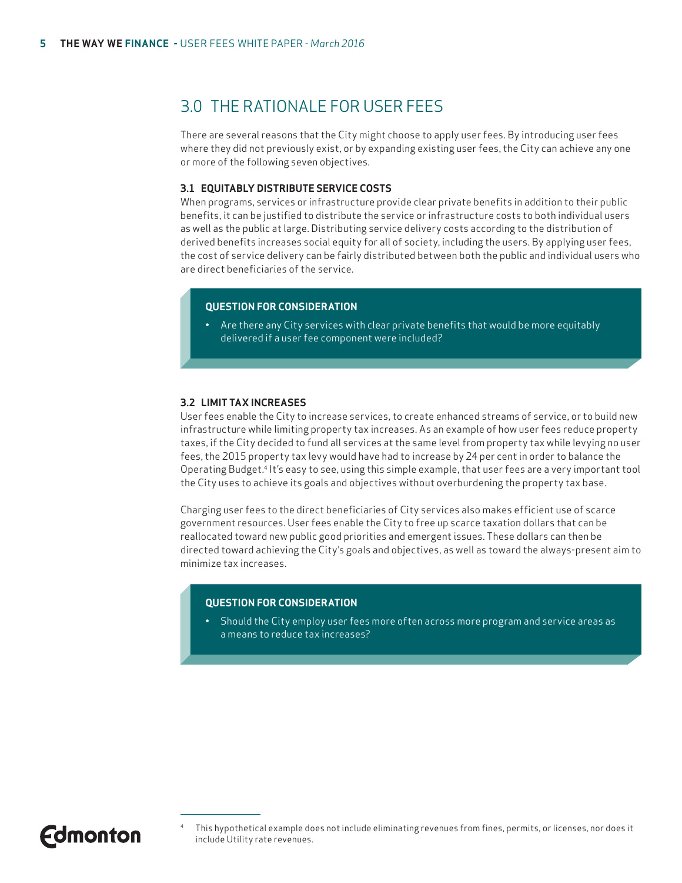## 3.0 THE RATIONALE FOR USER FEES

There are several reasons that the City might choose to apply user fees. By introducing user fees where they did not previously exist, or by expanding existing user fees, the City can achieve any one or more of the following seven objectives.

### 3.1 EQUITABLY DISTRIBUTE SERVICE COSTS

When programs, services or infrastructure provide clear private benefits in addition to their public benefits, it can be justified to distribute the service or infrastructure costs to both individual users as well as the public at large. Distributing service delivery costs according to the distribution of derived benefits increases social equity for all of society, including the users. By applying user fees, the cost of service delivery can be fairly distributed between both the public and individual users who are direct beneficiaries of the service.

**QUESTION FOR CONSIDERATION**

- Are there any City services with clear private benefits that would be more equitably delivered if a user fee component were included?

### 3.2 LIMIT TAX INCREASES

User fees enable the City to increase services, to create enhanced streams of service, or to build new infrastructure while limiting property tax increases. As an example of how user fees reduce property taxes, if the City decided to fund all services at the same level from property tax while levying no user fees, the 2015 property tax levy would have had to increase by 24 per cent in order to balance the Operating Budget.[4] It's easy to see, using this simple example, that user fees are a very important tool the City uses to achieve its goals and objectives without overburdening the property tax base.

Charging user fees to the direct beneficiaries of City services also makes efficient use of scarce government resources. User fees enable the City to free up scarce taxation dollars that can be reallocated toward new public good priorities and emergent issues. These dollars can then be directed toward achieving the City's goals and objectives, as well as toward the always-present aim to minimize tax increases.

**QUESTION FOR CONSIDERATION**

- Should the City employ user fees more often across more program and service areas as a means to reduce tax increases?

---

[4] This hypothetical example does not include eliminating revenues from fines, permits, or licenses, nor does it include Utility rate revenues.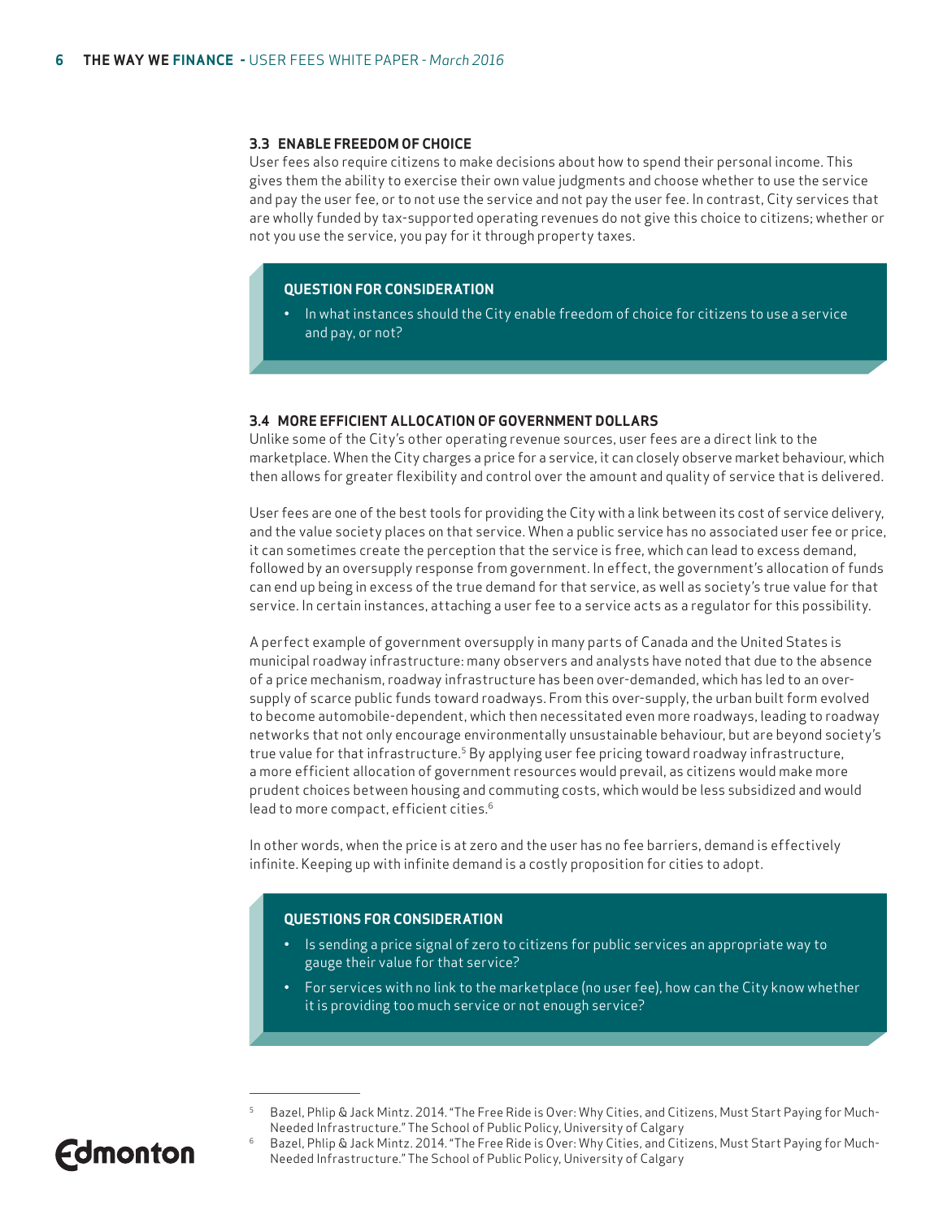### 3.3 ENABLE FREEDOM OF CHOICE

User fees also require citizens to make decisions about how to spend their personal income. This gives them the ability to exercise their own value judgments and choose whether to use the service and pay the user fee, or to not use the service and not pay the user fee. In contrast, City services that are wholly funded by tax-supported operating revenues do not give this choice to citizens; whether or not you use the service, you pay for it through property taxes.

> **QUESTION FOR CONSIDERATION**
>
> - In what instances should the City enable freedom of choice for citizens to use a service and pay, or not?

### 3.4 MORE EFFICIENT ALLOCATION OF GOVERNMENT DOLLARS

Unlike some of the City's other operating revenue sources, user fees are a direct link to the marketplace. When the City charges a price for a service, it can closely observe market behaviour, which then allows for greater flexibility and control over the amount and quality of service that is delivered.

User fees are one of the best tools for providing the City with a link between its cost of service delivery, and the value society places on that service. When a public service has no associated user fee or price, it can sometimes create the perception that the service is free, which can lead to excess demand, followed by an oversupply response from government. In effect, the government's allocation of funds can end up being in excess of the true demand for that service, as well as society's true value for that service. In certain instances, attaching a user fee to a service acts as a regulator for this possibility.

A perfect example of government oversupply in many parts of Canada and the United States is municipal roadway infrastructure: many observers and analysts have noted that due to the absence of a price mechanism, roadway infrastructure has been over-demanded, which has led to an over-supply of scarce public funds toward roadways. From this over-supply, the urban built form evolved to become automobile-dependent, which then necessitated even more roadways, leading to roadway networks that not only encourage environmentally unsustainable behaviour, but are beyond society's true value for that infrastructure.[5] By applying user fee pricing toward roadway infrastructure, a more efficient allocation of government resources would prevail, as citizens would make more prudent choices between housing and commuting costs, which would be less subsidized and would lead to more compact, efficient cities.[6]

In other words, when the price is at zero and the user has no fee barriers, demand is effectively infinite. Keeping up with infinite demand is a costly proposition for cities to adopt.

> **QUESTIONS FOR CONSIDERATION**
>
> - Is sending a price signal of zero to citizens for public services an appropriate way to gauge their value for that service?
> - For services with no link to the marketplace (no user fee), how can the City know whether it is providing too much service or not enough service?

---

[5] Bazel, Phlip & Jack Mintz. 2014. "The Free Ride is Over: Why Cities, and Citizens, Must Start Paying for Much-Needed Infrastructure." The School of Public Policy, University of Calgary

[6] Bazel, Phlip & Jack Mintz. 2014. "The Free Ride is Over: Why Cities, and Citizens, Must Start Paying for Much-Needed Infrastructure." The School of Public Policy, University of Calgary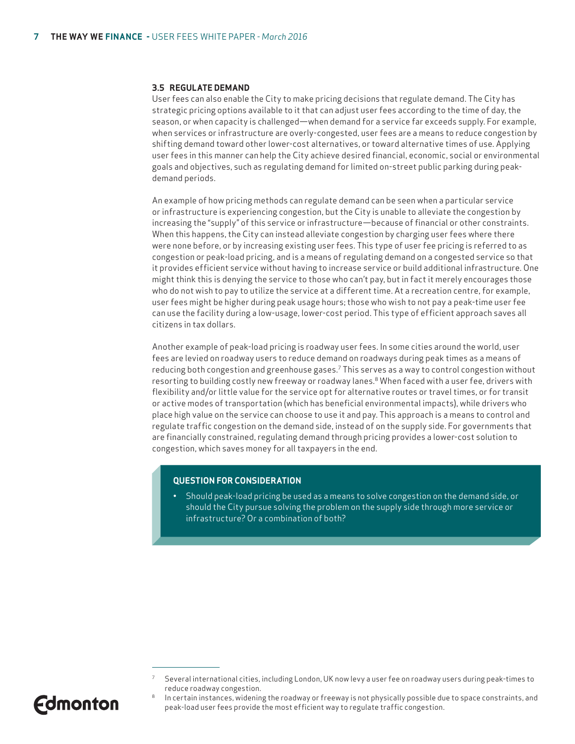### 3.5 REGULATE DEMAND

User fees can also enable the City to make pricing decisions that regulate demand. The City has strategic pricing options available to it that can adjust user fees according to the time of day, the season, or when capacity is challenged—when demand for a service far exceeds supply. For example, when services or infrastructure are overly-congested, user fees are a means to reduce congestion by shifting demand toward other lower-cost alternatives, or toward alternative times of use. Applying user fees in this manner can help the City achieve desired financial, economic, social or environmental goals and objectives, such as regulating demand for limited on-street public parking during peak-demand periods.

An example of how pricing methods can regulate demand can be seen when a particular service or infrastructure is experiencing congestion, but the City is unable to alleviate the congestion by increasing the "supply" of this service or infrastructure—because of financial or other constraints. When this happens, the City can instead alleviate congestion by charging user fees where there were none before, or by increasing existing user fees. This type of user fee pricing is referred to as congestion or peak-load pricing, and is a means of regulating demand on a congested service so that it provides efficient service without having to increase service or build additional infrastructure. One might think this is denying the service to those who can't pay, but in fact it merely encourages those who do not wish to pay to utilize the service at a different time. At a recreation centre, for example, user fees might be higher during peak usage hours; those who wish to not pay a peak-time user fee can use the facility during a low-usage, lower-cost period. This type of efficient approach saves all citizens in tax dollars.

Another example of peak-load pricing is roadway user fees. In some cities around the world, user fees are levied on roadway users to reduce demand on roadways during peak times as a means of reducing both congestion and greenhouse gases.[7] This serves as a way to control congestion without resorting to building costly new freeway or roadway lanes.[8] When faced with a user fee, drivers with flexibility and/or little value for the service opt for alternative routes or travel times, or for transit or active modes of transportation (which has beneficial environmental impacts), while drivers who place high value on the service can choose to use it and pay. This approach is a means to control and regulate traffic congestion on the demand side, instead of on the supply side. For governments that are financially constrained, regulating demand through pricing provides a lower-cost solution to congestion, which saves money for all taxpayers in the end.

**QUESTION FOR CONSIDERATION**

- Should peak-load pricing be used as a means to solve congestion on the demand side, or should the City pursue solving the problem on the supply side through more service or infrastructure? Or a combination of both?

---

[7] Several international cities, including London, UK now levy a user fee on roadway users during peak-times to reduce roadway congestion.

[8] In certain instances, widening the roadway or freeway is not physically possible due to space constraints, and peak-load user fees provide the most efficient way to regulate traffic congestion.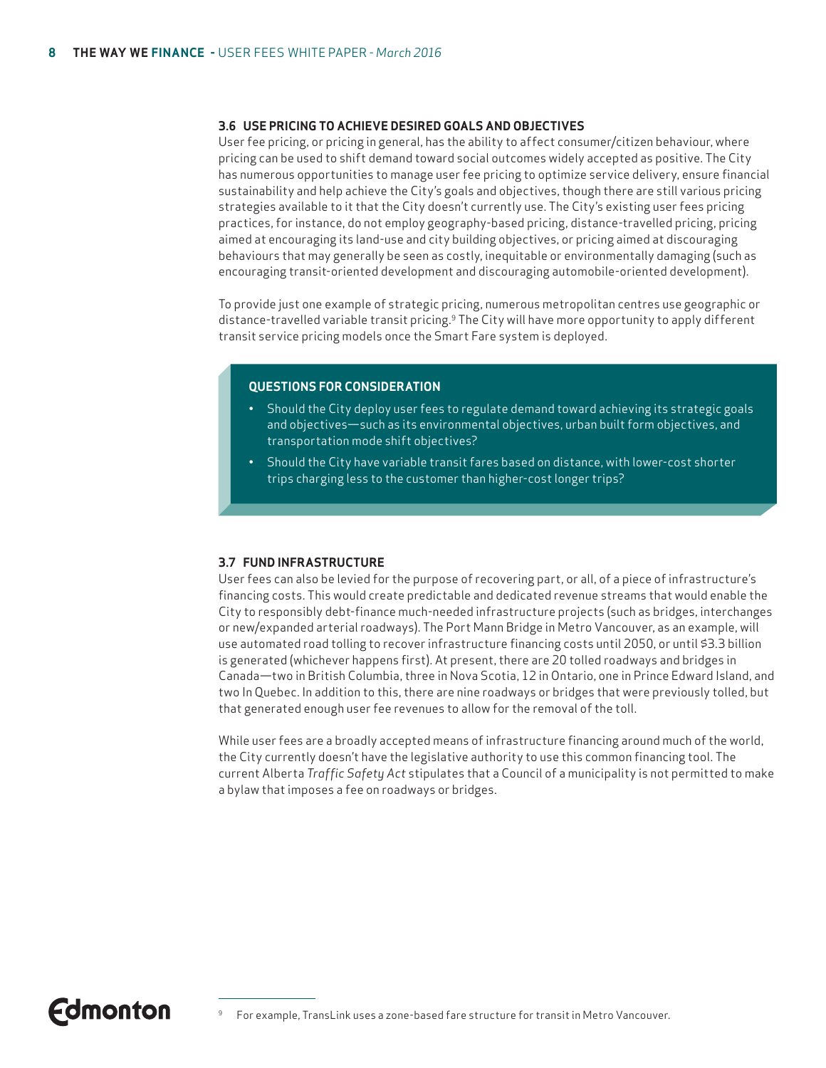### 3.6 USE PRICING TO ACHIEVE DESIRED GOALS AND OBJECTIVES

User fee pricing, or pricing in general, has the ability to affect consumer/citizen behaviour, where pricing can be used to shift demand toward social outcomes widely accepted as positive. The City has numerous opportunities to manage user fee pricing to optimize service delivery, ensure financial sustainability and help achieve the City's goals and objectives, though there are still various pricing strategies available to it that the City doesn't currently use. The City's existing user fees pricing practices, for instance, do not employ geography-based pricing, distance-travelled pricing, pricing aimed at encouraging its land-use and city building objectives, or pricing aimed at discouraging behaviours that may generally be seen as costly, inequitable or environmentally damaging (such as encouraging transit-oriented development and discouraging automobile-oriented development).

To provide just one example of strategic pricing, numerous metropolitan centres use geographic or distance-travelled variable transit pricing.[9] The City will have more opportunity to apply different transit service pricing models once the Smart Fare system is deployed.

**QUESTIONS FOR CONSIDERATION**

- Should the City deploy user fees to regulate demand toward achieving its strategic goals and objectives—such as its environmental objectives, urban built form objectives, and transportation mode shift objectives?
- Should the City have variable transit fares based on distance, with lower-cost shorter trips charging less to the customer than higher-cost longer trips?

### 3.7 FUND INFRASTRUCTURE

User fees can also be levied for the purpose of recovering part, or all, of a piece of infrastructure's financing costs. This would create predictable and dedicated revenue streams that would enable the City to responsibly debt-finance much-needed infrastructure projects (such as bridges, interchanges or new/expanded arterial roadways). The Port Mann Bridge in Metro Vancouver, as an example, will use automated road tolling to recover infrastructure financing costs until 2050, or until $3.3 billion is generated (whichever happens first). At present, there are 20 tolled roadways and bridges in Canada—two in British Columbia, three in Nova Scotia, 12 in Ontario, one in Prince Edward Island, and two In Quebec. In addition to this, there are nine roadways or bridges that were previously tolled, but that generated enough user fee revenues to allow for the removal of the toll.

While user fees are a broadly accepted means of infrastructure financing around much of the world, the City currently doesn't have the legislative authority to use this common financing tool. The current Alberta *Traffic Safety Act* stipulates that a Council of a municipality is not permitted to make a bylaw that imposes a fee on roadways or bridges.

[9] For example, TransLink uses a zone-based fare structure for transit in Metro Vancouver.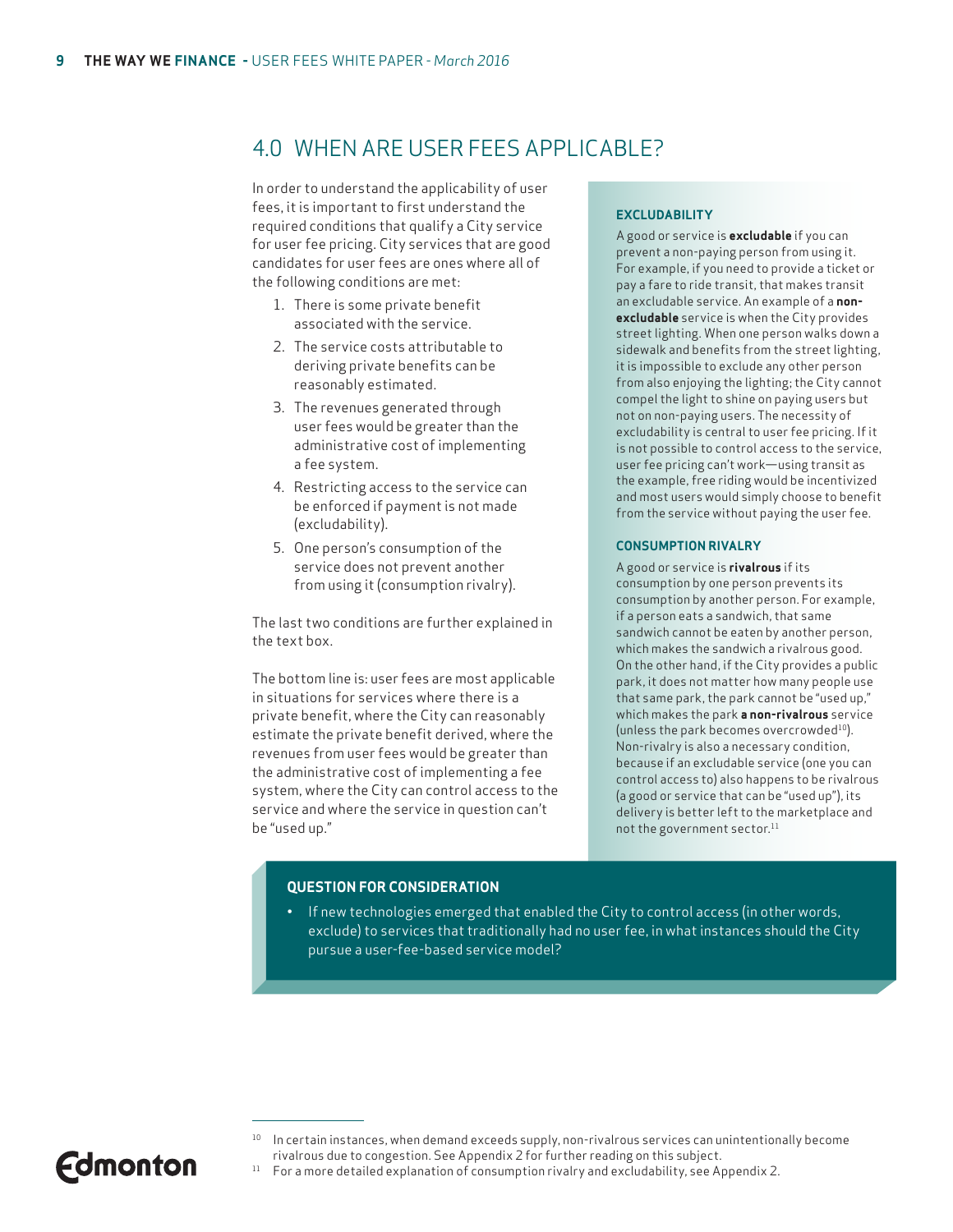## 4.0 WHEN ARE USER FEES APPLICABLE?

In order to understand the applicability of user fees, it is important to first understand the required conditions that qualify a City service for user fee pricing. City services that are good candidates for user fees are ones where all of the following conditions are met:

1. There is some private benefit associated with the service.
2. The service costs attributable to deriving private benefits can be reasonably estimated.
3. The revenues generated through user fees would be greater than the administrative cost of implementing a fee system.
4. Restricting access to the service can be enforced if payment is not made (excludability).
5. One person's consumption of the service does not prevent another from using it (consumption rivalry).

The last two conditions are further explained in the text box.

The bottom line is: user fees are most applicable in situations for services where there is a private benefit, where the City can reasonably estimate the private benefit derived, where the revenues from user fees would be greater than the administrative cost of implementing a fee system, where the City can control access to the service and where the service in question can't be "used up."

#### EXCLUDABILITY

A good or service is **excludable** if you can prevent a non-paying person from using it. For example, if you need to provide a ticket or pay a fare to ride transit, that makes transit an excludable service. An example of a **non-excludable** service is when the City provides street lighting. When one person walks down a sidewalk and benefits from the street lighting, it is impossible to exclude any other person from also enjoying the lighting; the City cannot compel the light to shine on paying users but not on non-paying users. The necessity of excludability is central to user fee pricing. If it is not possible to control access to the service, user fee pricing can't work—using transit as the example, free riding would be incentivized and most users would simply choose to benefit from the service without paying the user fee.

#### CONSUMPTION RIVALRY

A good or service is **rivalrous** if its consumption by one person prevents its consumption by another person. For example, if a person eats a sandwich, that same sandwich cannot be eaten by another person, which makes the sandwich a rivalrous good. On the other hand, if the City provides a public park, it does not matter how many people use that same park, the park cannot be "used up," which makes the park **a non-rivalrous** service (unless the park becomes overcrowded[10]). Non-rivalry is also a necessary condition, because if an excludable service (one you can control access to) also happens to be rivalrous (a good or service that can be "used up"), its delivery is better left to the marketplace and not the government sector.[11]

#### QUESTION FOR CONSIDERATION

- If new technologies emerged that enabled the City to control access (in other words, exclude) to services that traditionally had no user fee, in what instances should the City pursue a user-fee-based service model?

---

[10] In certain instances, when demand exceeds supply, non-rivalrous services can unintentionally become rivalrous due to congestion. See Appendix 2 for further reading on this subject.

[11] For a more detailed explanation of consumption rivalry and excludability, see Appendix 2.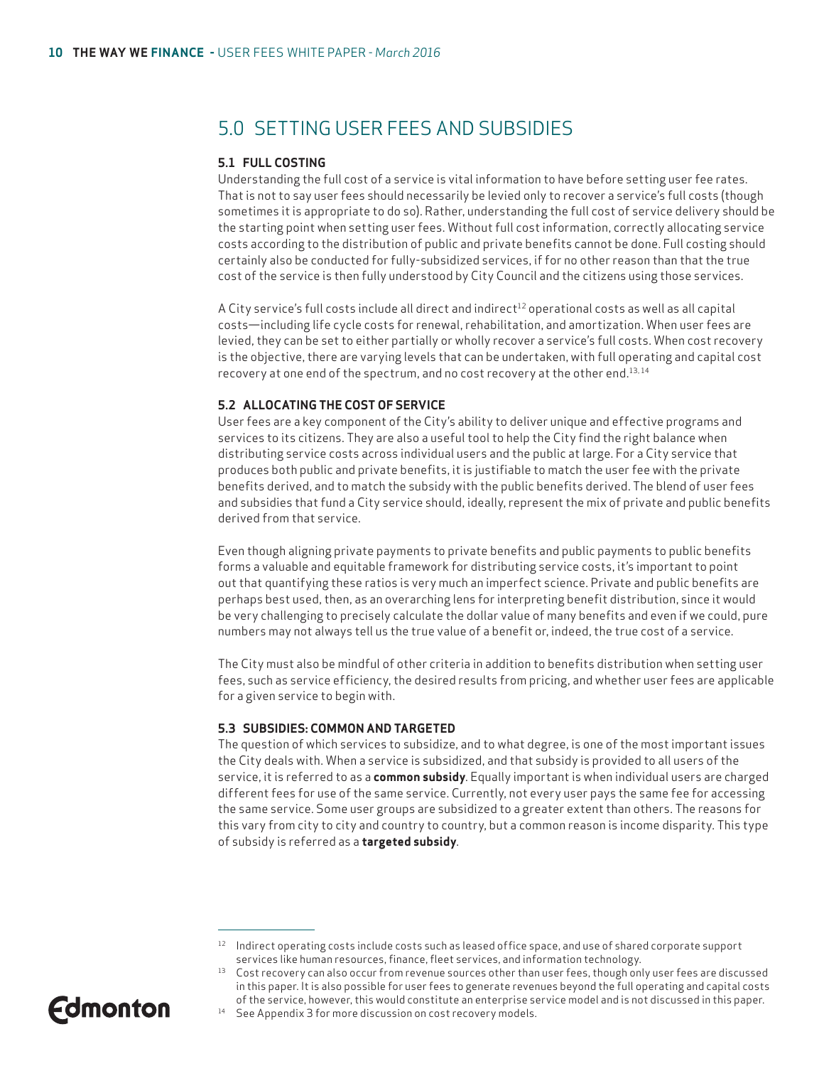# 5.0 SETTING USER FEES AND SUBSIDIES

## 5.1 FULL COSTING

Understanding the full cost of a service is vital information to have before setting user fee rates. That is not to say user fees should necessarily be levied only to recover a service's full costs (though sometimes it is appropriate to do so). Rather, understanding the full cost of service delivery should be the starting point when setting user fees. Without full cost information, correctly allocating service costs according to the distribution of public and private benefits cannot be done. Full costing should certainly also be conducted for fully-subsidized services, if for no other reason than that the true cost of the service is then fully understood by City Council and the citizens using those services.

A City service's full costs include all direct and indirect[12] operational costs as well as all capital costs—including life cycle costs for renewal, rehabilitation, and amortization. When user fees are levied, they can be set to either partially or wholly recover a service's full costs. When cost recovery is the objective, there are varying levels that can be undertaken, with full operating and capital cost recovery at one end of the spectrum, and no cost recovery at the other end.[13, 14]

## 5.2 ALLOCATING THE COST OF SERVICE

User fees are a key component of the City's ability to deliver unique and effective programs and services to its citizens. They are also a useful tool to help the City find the right balance when distributing service costs across individual users and the public at large. For a City service that produces both public and private benefits, it is justifiable to match the user fee with the private benefits derived, and to match the subsidy with the public benefits derived. The blend of user fees and subsidies that fund a City service should, ideally, represent the mix of private and public benefits derived from that service.

Even though aligning private payments to private benefits and public payments to public benefits forms a valuable and equitable framework for distributing service costs, it's important to point out that quantifying these ratios is very much an imperfect science. Private and public benefits are perhaps best used, then, as an overarching lens for interpreting benefit distribution, since it would be very challenging to precisely calculate the dollar value of many benefits and even if we could, pure numbers may not always tell us the true value of a benefit or, indeed, the true cost of a service.

The City must also be mindful of other criteria in addition to benefits distribution when setting user fees, such as service efficiency, the desired results from pricing, and whether user fees are applicable for a given service to begin with.

## 5.3 SUBSIDIES: COMMON AND TARGETED

The question of which services to subsidize, and to what degree, is one of the most important issues the City deals with. When a service is subsidized, and that subsidy is provided to all users of the service, it is referred to as a **common subsidy**. Equally important is when individual users are charged different fees for use of the same service. Currently, not every user pays the same fee for accessing the same service. Some user groups are subsidized to a greater extent than others. The reasons for this vary from city to city and country to country, but a common reason is income disparity. This type of subsidy is referred as a **targeted subsidy**.

---

[12] Indirect operating costs include costs such as leased office space, and use of shared corporate support services like human resources, finance, fleet services, and information technology.

[13] Cost recovery can also occur from revenue sources other than user fees, though only user fees are discussed in this paper. It is also possible for user fees to generate revenues beyond the full operating and capital costs of the service, however, this would constitute an enterprise service model and is not discussed in this paper.

[14] See Appendix 3 for more discussion on cost recovery models.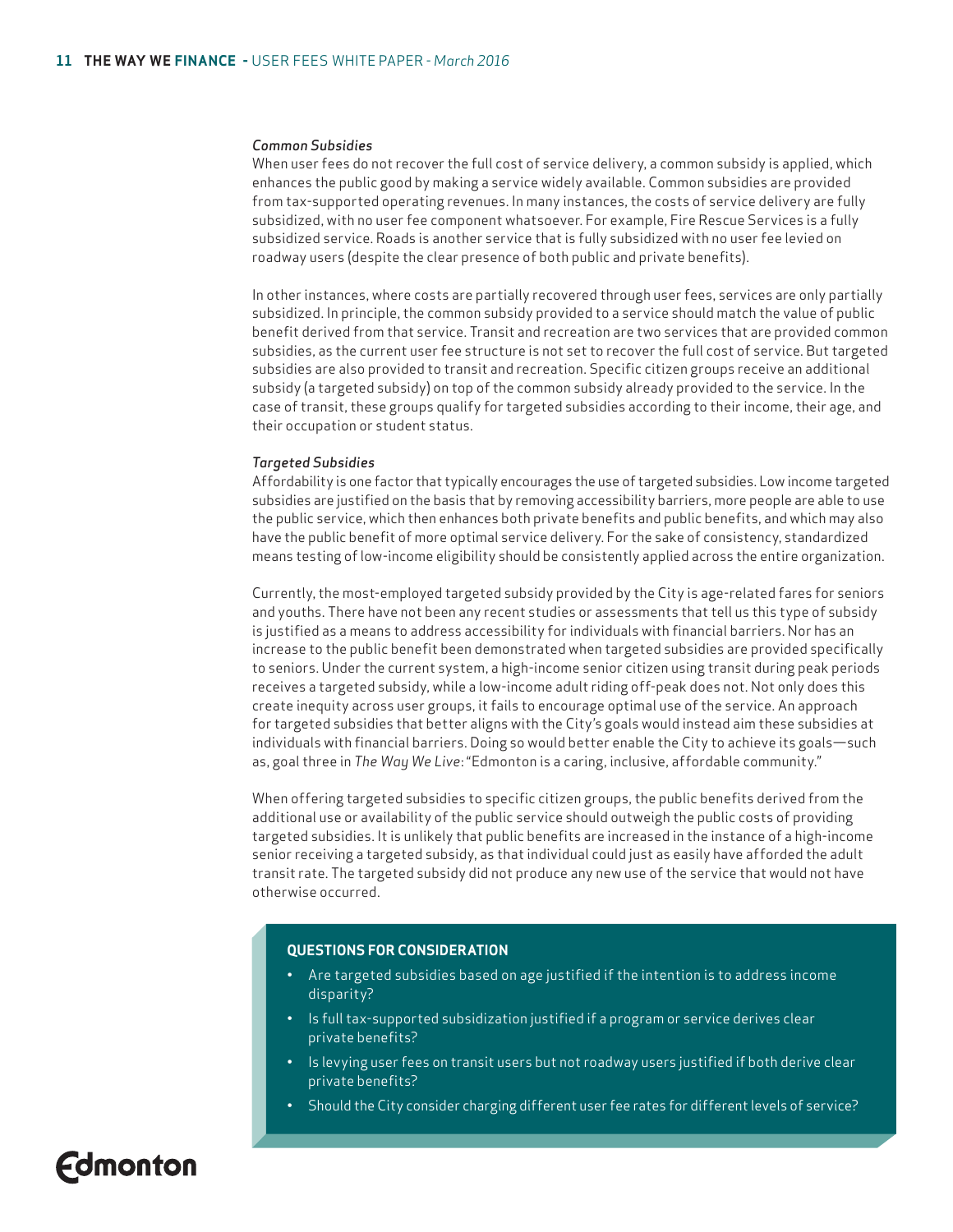*Common Subsidies*

When user fees do not recover the full cost of service delivery, a common subsidy is applied, which enhances the public good by making a service widely available. Common subsidies are provided from tax-supported operating revenues. In many instances, the costs of service delivery are fully subsidized, with no user fee component whatsoever. For example, Fire Rescue Services is a fully subsidized service. Roads is another service that is fully subsidized with no user fee levied on roadway users (despite the clear presence of both public and private benefits).

In other instances, where costs are partially recovered through user fees, services are only partially subsidized. In principle, the common subsidy provided to a service should match the value of public benefit derived from that service. Transit and recreation are two services that are provided common subsidies, as the current user fee structure is not set to recover the full cost of service. But targeted subsidies are also provided to transit and recreation. Specific citizen groups receive an additional subsidy (a targeted subsidy) on top of the common subsidy already provided to the service. In the case of transit, these groups qualify for targeted subsidies according to their income, their age, and their occupation or student status.

*Targeted Subsidies*

Affordability is one factor that typically encourages the use of targeted subsidies. Low income targeted subsidies are justified on the basis that by removing accessibility barriers, more people are able to use the public service, which then enhances both private benefits and public benefits, and which may also have the public benefit of more optimal service delivery. For the sake of consistency, standardized means testing of low-income eligibility should be consistently applied across the entire organization.

Currently, the most-employed targeted subsidy provided by the City is age-related fares for seniors and youths. There have not been any recent studies or assessments that tell us this type of subsidy is justified as a means to address accessibility for individuals with financial barriers. Nor has an increase to the public benefit been demonstrated when targeted subsidies are provided specifically to seniors. Under the current system, a high-income senior citizen using transit during peak periods receives a targeted subsidy, while a low-income adult riding off-peak does not. Not only does this create inequity across user groups, it fails to encourage optimal use of the service. An approach for targeted subsidies that better aligns with the City's goals would instead aim these subsidies at individuals with financial barriers. Doing so would better enable the City to achieve its goals—such as, goal three in *The Way We Live*: "Edmonton is a caring, inclusive, affordable community."

When offering targeted subsidies to specific citizen groups, the public benefits derived from the additional use or availability of the public service should outweigh the public costs of providing targeted subsidies. It is unlikely that public benefits are increased in the instance of a high-income senior receiving a targeted subsidy, as that individual could just as easily have afforded the adult transit rate. The targeted subsidy did not produce any new use of the service that would not have otherwise occurred.

**QUESTIONS FOR CONSIDERATION**

- Are targeted subsidies based on age justified if the intention is to address income disparity?
- Is full tax-supported subsidization justified if a program or service derives clear private benefits?
- Is levying user fees on transit users but not roadway users justified if both derive clear private benefits?
- Should the City consider charging different user fee rates for different levels of service?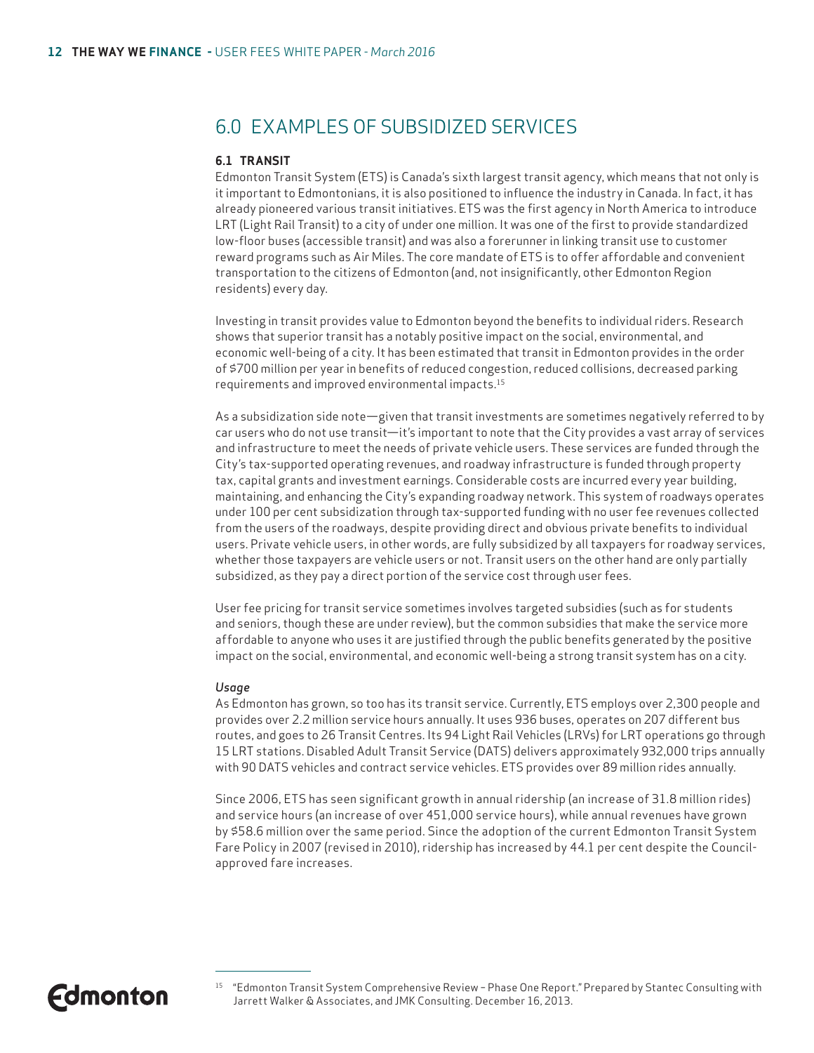## 6.0 EXAMPLES OF SUBSIDIZED SERVICES

### 6.1 TRANSIT

Edmonton Transit System (ETS) is Canada's sixth largest transit agency, which means that not only is it important to Edmontonians, it is also positioned to influence the industry in Canada. In fact, it has already pioneered various transit initiatives. ETS was the first agency in North America to introduce LRT (Light Rail Transit) to a city of under one million. It was one of the first to provide standardized low-floor buses (accessible transit) and was also a forerunner in linking transit use to customer reward programs such as Air Miles. The core mandate of ETS is to offer affordable and convenient transportation to the citizens of Edmonton (and, not insignificantly, other Edmonton Region residents) every day.

Investing in transit provides value to Edmonton beyond the benefits to individual riders. Research shows that superior transit has a notably positive impact on the social, environmental, and economic well-being of a city. It has been estimated that transit in Edmonton provides in the order of $700 million per year in benefits of reduced congestion, reduced collisions, decreased parking requirements and improved environmental impacts.[15]

As a subsidization side note—given that transit investments are sometimes negatively referred to by car users who do not use transit—it's important to note that the City provides a vast array of services and infrastructure to meet the needs of private vehicle users. These services are funded through the City's tax-supported operating revenues, and roadway infrastructure is funded through property tax, capital grants and investment earnings. Considerable costs are incurred every year building, maintaining, and enhancing the City's expanding roadway network. This system of roadways operates under 100 per cent subsidization through tax-supported funding with no user fee revenues collected from the users of the roadways, despite providing direct and obvious private benefits to individual users. Private vehicle users, in other words, are fully subsidized by all taxpayers for roadway services, whether those taxpayers are vehicle users or not. Transit users on the other hand are only partially subsidized, as they pay a direct portion of the service cost through user fees.

User fee pricing for transit service sometimes involves targeted subsidies (such as for students and seniors, though these are under review), but the common subsidies that make the service more affordable to anyone who uses it are justified through the public benefits generated by the positive impact on the social, environmental, and economic well-being a strong transit system has on a city.

*Usage*

As Edmonton has grown, so too has its transit service. Currently, ETS employs over 2,300 people and provides over 2.2 million service hours annually. It uses 936 buses, operates on 207 different bus routes, and goes to 26 Transit Centres. Its 94 Light Rail Vehicles (LRVs) for LRT operations go through 15 LRT stations. Disabled Adult Transit Service (DATS) delivers approximately 932,000 trips annually with 90 DATS vehicles and contract service vehicles. ETS provides over 89 million rides annually.

Since 2006, ETS has seen significant growth in annual ridership (an increase of 31.8 million rides) and service hours (an increase of over 451,000 service hours), while annual revenues have grown by $58.6 million over the same period. Since the adoption of the current Edmonton Transit System Fare Policy in 2007 (revised in 2010), ridership has increased by 44.1 per cent despite the Council-approved fare increases.

---

[15] "Edmonton Transit System Comprehensive Review – Phase One Report." Prepared by Stantec Consulting with Jarrett Walker & Associates, and JMK Consulting. December 16, 2013.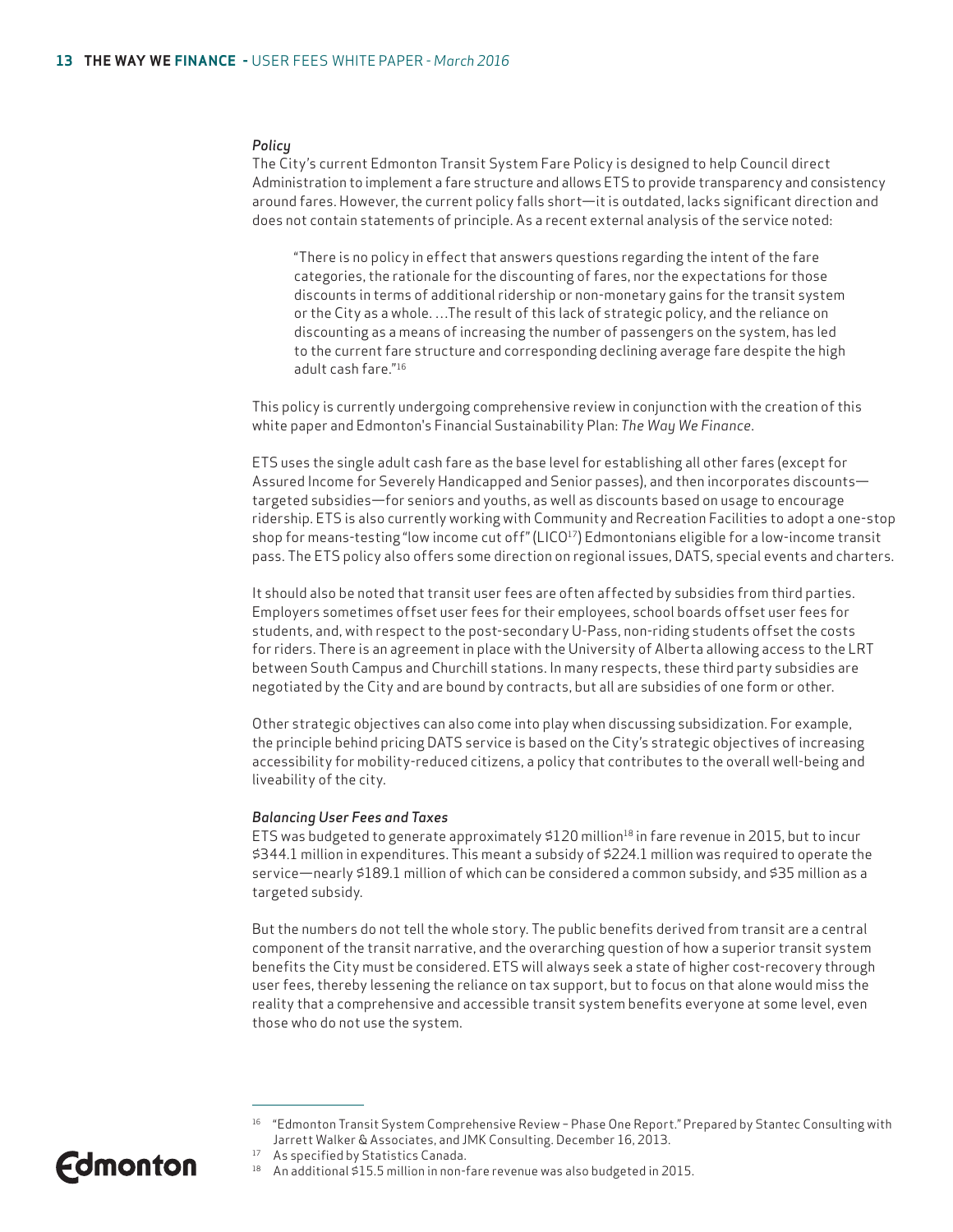### *Policy*

The City's current Edmonton Transit System Fare Policy is designed to help Council direct Administration to implement a fare structure and allows ETS to provide transparency and consistency around fares. However, the current policy falls short—it is outdated, lacks significant direction and does not contain statements of principle. As a recent external analysis of the service noted:

> "There is no policy in effect that answers questions regarding the intent of the fare categories, the rationale for the discounting of fares, nor the expectations for those discounts in terms of additional ridership or non-monetary gains for the transit system or the City as a whole. …The result of this lack of strategic policy, and the reliance on discounting as a means of increasing the number of passengers on the system, has led to the current fare structure and corresponding declining average fare despite the high adult cash fare."[16]

This policy is currently undergoing comprehensive review in conjunction with the creation of this white paper and Edmonton's Financial Sustainability Plan: *The Way We Finance*.

ETS uses the single adult cash fare as the base level for establishing all other fares (except for Assured Income for Severely Handicapped and Senior passes), and then incorporates discounts—targeted subsidies—for seniors and youths, as well as discounts based on usage to encourage ridership. ETS is also currently working with Community and Recreation Facilities to adopt a one-stop shop for means-testing "low income cut off" (LICO[17]) Edmontonians eligible for a low-income transit pass. The ETS policy also offers some direction on regional issues, DATS, special events and charters.

It should also be noted that transit user fees are often affected by subsidies from third parties. Employers sometimes offset user fees for their employees, school boards offset user fees for students, and, with respect to the post-secondary U-Pass, non-riding students offset the costs for riders. There is an agreement in place with the University of Alberta allowing access to the LRT between South Campus and Churchill stations. In many respects, these third party subsidies are negotiated by the City and are bound by contracts, but all are subsidies of one form or other.

Other strategic objectives can also come into play when discussing subsidization. For example, the principle behind pricing DATS service is based on the City's strategic objectives of increasing accessibility for mobility-reduced citizens, a policy that contributes to the overall well-being and liveability of the city.

### *Balancing User Fees and Taxes*

ETS was budgeted to generate approximately $120 million[18] in fare revenue in 2015, but to incur $344.1 million in expenditures. This meant a subsidy of $224.1 million was required to operate the service—nearly $189.1 million of which can be considered a common subsidy, and $35 million as a targeted subsidy.

But the numbers do not tell the whole story. The public benefits derived from transit are a central component of the transit narrative, and the overarching question of how a superior transit system benefits the City must be considered. ETS will always seek a state of higher cost-recovery through user fees, thereby lessening the reliance on tax support, but to focus on that alone would miss the reality that a comprehensive and accessible transit system benefits everyone at some level, even those who do not use the system.

---

[16] "Edmonton Transit System Comprehensive Review – Phase One Report." Prepared by Stantec Consulting with Jarrett Walker & Associates, and JMK Consulting. December 16, 2013.

[17] As specified by Statistics Canada.

[18] An additional $15.5 million in non-fare revenue was also budgeted in 2015.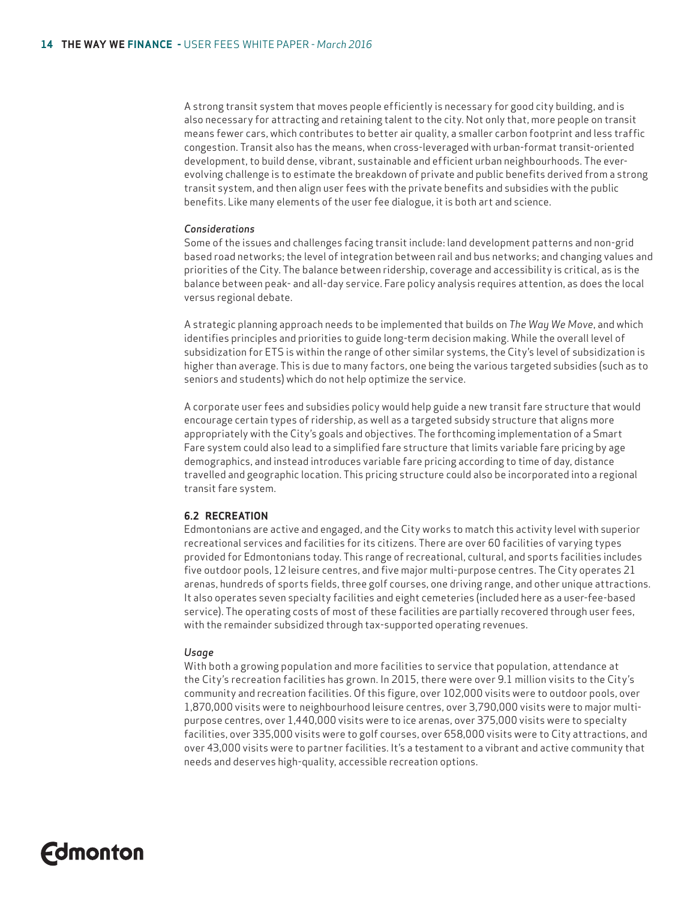A strong transit system that moves people efficiently is necessary for good city building, and is also necessary for attracting and retaining talent to the city. Not only that, more people on transit means fewer cars, which contributes to better air quality, a smaller carbon footprint and less traffic congestion. Transit also has the means, when cross-leveraged with urban-format transit-oriented development, to build dense, vibrant, sustainable and efficient urban neighbourhoods. The ever-evolving challenge is to estimate the breakdown of private and public benefits derived from a strong transit system, and then align user fees with the private benefits and subsidies with the public benefits. Like many elements of the user fee dialogue, it is both art and science.

*Considerations*

Some of the issues and challenges facing transit include: land development patterns and non-grid based road networks; the level of integration between rail and bus networks; and changing values and priorities of the City. The balance between ridership, coverage and accessibility is critical, as is the balance between peak- and all-day service. Fare policy analysis requires attention, as does the local versus regional debate.

A strategic planning approach needs to be implemented that builds on *The Way We Move*, and which identifies principles and priorities to guide long-term decision making. While the overall level of subsidization for ETS is within the range of other similar systems, the City's level of subsidization is higher than average. This is due to many factors, one being the various targeted subsidies (such as to seniors and students) which do not help optimize the service.

A corporate user fees and subsidies policy would help guide a new transit fare structure that would encourage certain types of ridership, as well as a targeted subsidy structure that aligns more appropriately with the City's goals and objectives. The forthcoming implementation of a Smart Fare system could also lead to a simplified fare structure that limits variable fare pricing by age demographics, and instead introduces variable fare pricing according to time of day, distance travelled and geographic location. This pricing structure could also be incorporated into a regional transit fare system.

### 6.2 RECREATION

Edmontonians are active and engaged, and the City works to match this activity level with superior recreational services and facilities for its citizens. There are over 60 facilities of varying types provided for Edmontonians today. This range of recreational, cultural, and sports facilities includes five outdoor pools, 12 leisure centres, and five major multi-purpose centres. The City operates 21 arenas, hundreds of sports fields, three golf courses, one driving range, and other unique attractions. It also operates seven specialty facilities and eight cemeteries (included here as a user-fee-based service). The operating costs of most of these facilities are partially recovered through user fees, with the remainder subsidized through tax-supported operating revenues.

*Usage*

With both a growing population and more facilities to service that population, attendance at the City's recreation facilities has grown. In 2015, there were over 9.1 million visits to the City's community and recreation facilities. Of this figure, over 102,000 visits were to outdoor pools, over 1,870,000 visits were to neighbourhood leisure centres, over 3,790,000 visits were to major multi-purpose centres, over 1,440,000 visits were to ice arenas, over 375,000 visits were to specialty facilities, over 335,000 visits were to golf courses, over 658,000 visits were to City attractions, and over 43,000 visits were to partner facilities. It's a testament to a vibrant and active community that needs and deserves high-quality, accessible recreation options.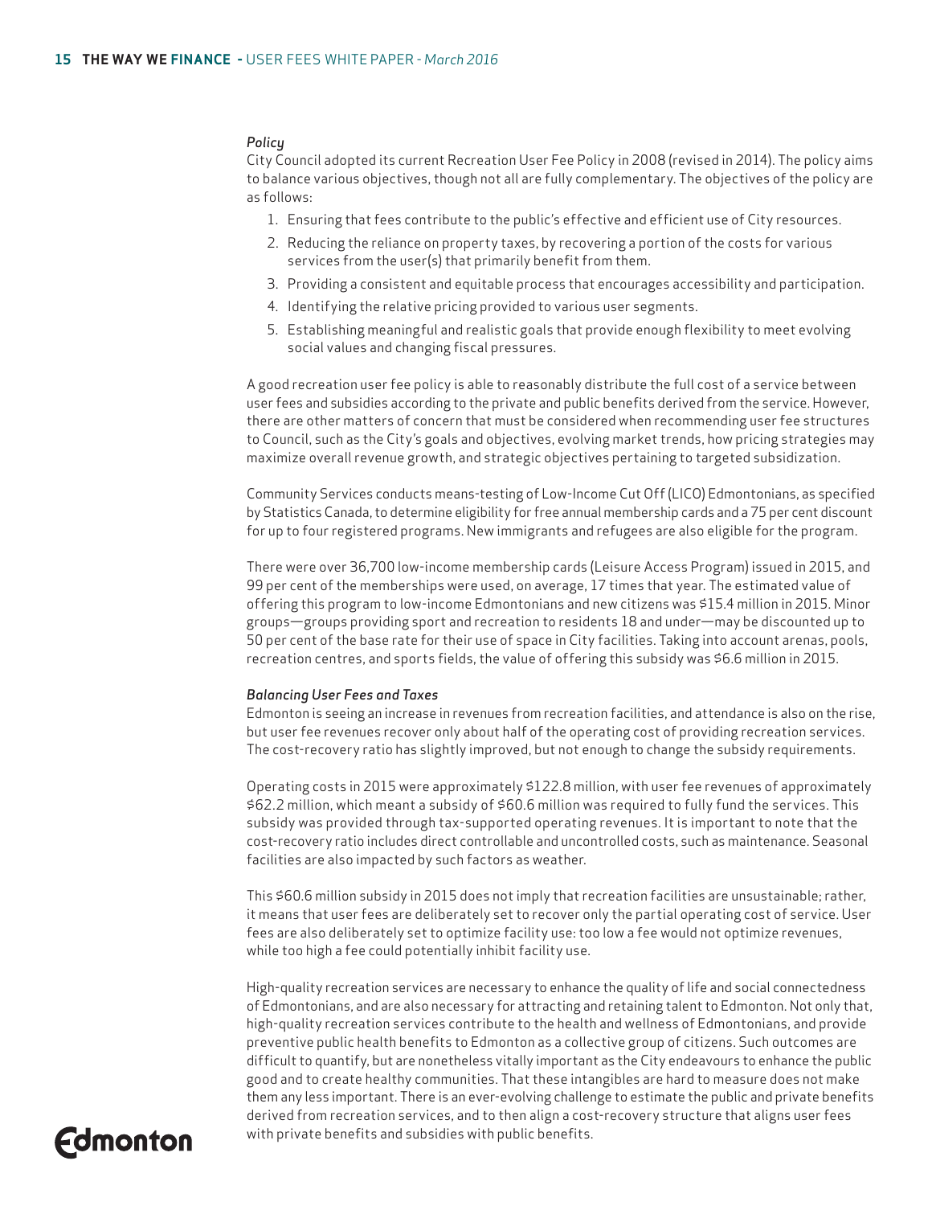### *Policy*

City Council adopted its current Recreation User Fee Policy in 2008 (revised in 2014). The policy aims to balance various objectives, though not all are fully complementary. The objectives of the policy are as follows:

1. Ensuring that fees contribute to the public's effective and efficient use of City resources.
2. Reducing the reliance on property taxes, by recovering a portion of the costs for various services from the user(s) that primarily benefit from them.
3. Providing a consistent and equitable process that encourages accessibility and participation.
4. Identifying the relative pricing provided to various user segments.
5. Establishing meaningful and realistic goals that provide enough flexibility to meet evolving social values and changing fiscal pressures.

A good recreation user fee policy is able to reasonably distribute the full cost of a service between user fees and subsidies according to the private and public benefits derived from the service. However, there are other matters of concern that must be considered when recommending user fee structures to Council, such as the City's goals and objectives, evolving market trends, how pricing strategies may maximize overall revenue growth, and strategic objectives pertaining to targeted subsidization.

Community Services conducts means-testing of Low-Income Cut Off (LICO) Edmontonians, as specified by Statistics Canada, to determine eligibility for free annual membership cards and a 75 per cent discount for up to four registered programs. New immigrants and refugees are also eligible for the program.

There were over 36,700 low-income membership cards (Leisure Access Program) issued in 2015, and 99 per cent of the memberships were used, on average, 17 times that year. The estimated value of offering this program to low-income Edmontonians and new citizens was $15.4 million in 2015. Minor groups—groups providing sport and recreation to residents 18 and under—may be discounted up to 50 per cent of the base rate for their use of space in City facilities. Taking into account arenas, pools, recreation centres, and sports fields, the value of offering this subsidy was $6.6 million in 2015.

### *Balancing User Fees and Taxes*

Edmonton is seeing an increase in revenues from recreation facilities, and attendance is also on the rise, but user fee revenues recover only about half of the operating cost of providing recreation services. The cost-recovery ratio has slightly improved, but not enough to change the subsidy requirements.

Operating costs in 2015 were approximately $122.8 million, with user fee revenues of approximately $62.2 million, which meant a subsidy of $60.6 million was required to fully fund the services. This subsidy was provided through tax-supported operating revenues. It is important to note that the cost-recovery ratio includes direct controllable and uncontrolled costs, such as maintenance. Seasonal facilities are also impacted by such factors as weather.

This $60.6 million subsidy in 2015 does not imply that recreation facilities are unsustainable; rather, it means that user fees are deliberately set to recover only the partial operating cost of service. User fees are also deliberately set to optimize facility use: too low a fee would not optimize revenues, while too high a fee could potentially inhibit facility use.

High-quality recreation services are necessary to enhance the quality of life and social connectedness of Edmontonians, and are also necessary for attracting and retaining talent to Edmonton. Not only that, high-quality recreation services contribute to the health and wellness of Edmontonians, and provide preventive public health benefits to Edmonton as a collective group of citizens. Such outcomes are difficult to quantify, but are nonetheless vitally important as the City endeavours to enhance the public good and to create healthy communities. That these intangibles are hard to measure does not make them any less important. There is an ever-evolving challenge to estimate the public and private benefits derived from recreation services, and to then align a cost-recovery structure that aligns user fees with private benefits and subsidies with public benefits.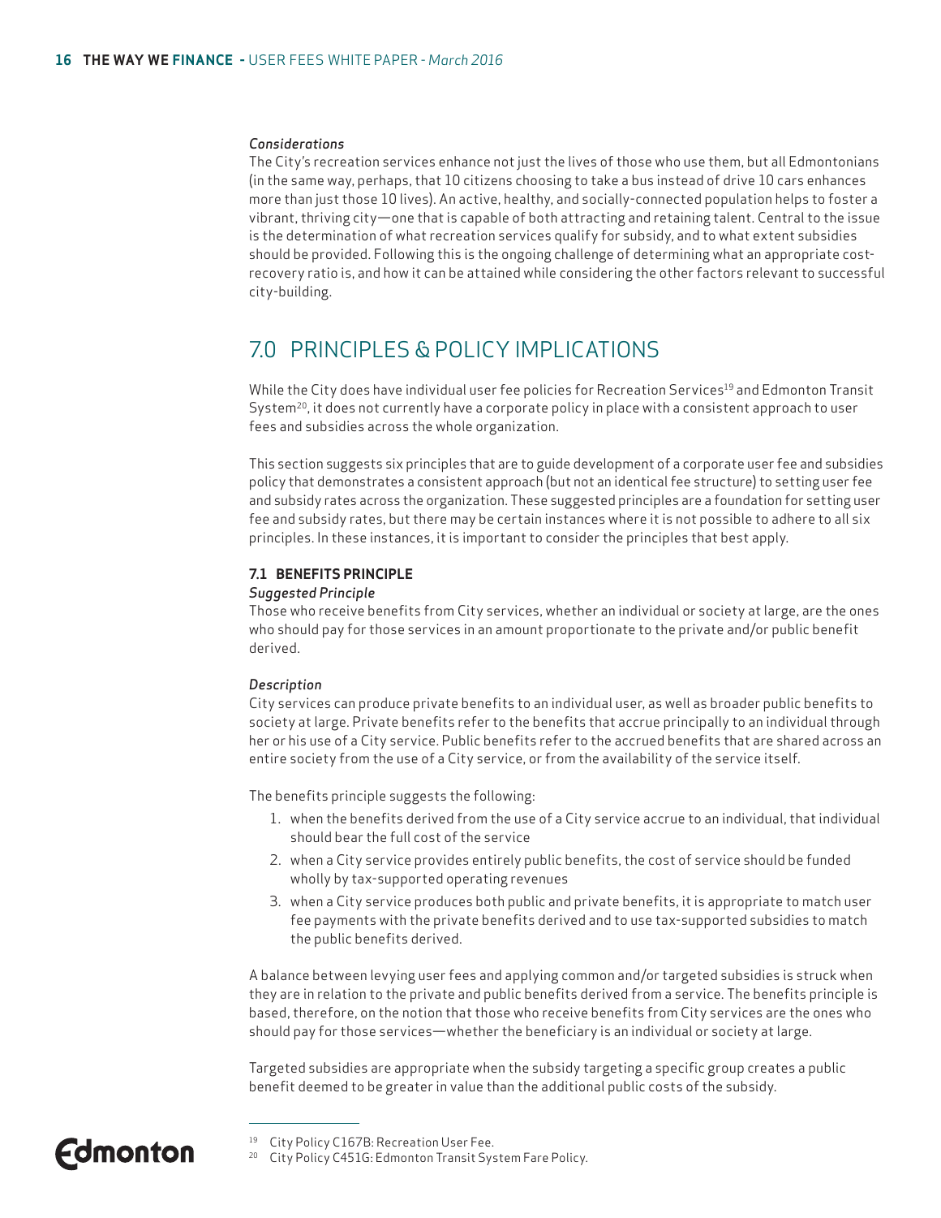*Considerations*

The City's recreation services enhance not just the lives of those who use them, but all Edmontonians (in the same way, perhaps, that 10 citizens choosing to take a bus instead of drive 10 cars enhances more than just those 10 lives). An active, healthy, and socially-connected population helps to foster a vibrant, thriving city—one that is capable of both attracting and retaining talent. Central to the issue is the determination of what recreation services qualify for subsidy, and to what extent subsidies should be provided. Following this is the ongoing challenge of determining what an appropriate cost-recovery ratio is, and how it can be attained while considering the other factors relevant to successful city-building.

## 7.0 PRINCIPLES & POLICY IMPLICATIONS

While the City does have individual user fee policies for Recreation Services[19] and Edmonton Transit System[20], it does not currently have a corporate policy in place with a consistent approach to user fees and subsidies across the whole organization.

This section suggests six principles that are to guide development of a corporate user fee and subsidies policy that demonstrates a consistent approach (but not an identical fee structure) to setting user fee and subsidy rates across the organization. These suggested principles are a foundation for setting user fee and subsidy rates, but there may be certain instances where it is not possible to adhere to all six principles. In these instances, it is important to consider the principles that best apply.

### 7.1 BENEFITS PRINCIPLE

*Suggested Principle*

Those who receive benefits from City services, whether an individual or society at large, are the ones who should pay for those services in an amount proportionate to the private and/or public benefit derived.

*Description*

City services can produce private benefits to an individual user, as well as broader public benefits to society at large. Private benefits refer to the benefits that accrue principally to an individual through her or his use of a City service. Public benefits refer to the accrued benefits that are shared across an entire society from the use of a City service, or from the availability of the service itself.

The benefits principle suggests the following:

1. when the benefits derived from the use of a City service accrue to an individual, that individual should bear the full cost of the service
2. when a City service provides entirely public benefits, the cost of service should be funded wholly by tax-supported operating revenues
3. when a City service produces both public and private benefits, it is appropriate to match user fee payments with the private benefits derived and to use tax-supported subsidies to match the public benefits derived.

A balance between levying user fees and applying common and/or targeted subsidies is struck when they are in relation to the private and public benefits derived from a service. The benefits principle is based, therefore, on the notion that those who receive benefits from City services are the ones who should pay for those services—whether the beneficiary is an individual or society at large.

Targeted subsidies are appropriate when the subsidy targeting a specific group creates a public benefit deemed to be greater in value than the additional public costs of the subsidy.

---

[19] City Policy C167B: Recreation User Fee.

[20] City Policy C451G: Edmonton Transit System Fare Policy.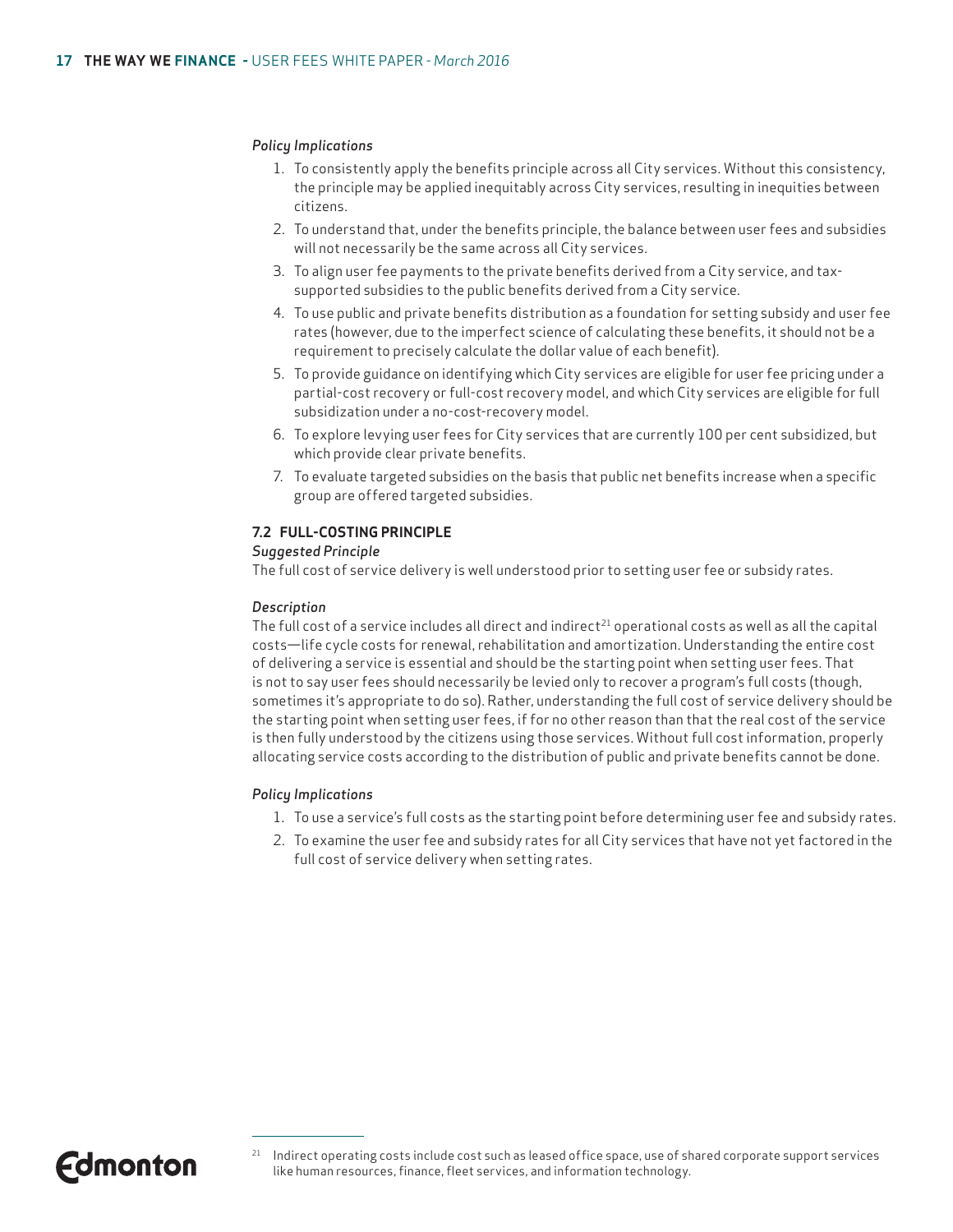*Policy Implications*

1. To consistently apply the benefits principle across all City services. Without this consistency, the principle may be applied inequitably across City services, resulting in inequities between citizens.
2. To understand that, under the benefits principle, the balance between user fees and subsidies will not necessarily be the same across all City services.
3. To align user fee payments to the private benefits derived from a City service, and tax-supported subsidies to the public benefits derived from a City service.
4. To use public and private benefits distribution as a foundation for setting subsidy and user fee rates (however, due to the imperfect science of calculating these benefits, it should not be a requirement to precisely calculate the dollar value of each benefit).
5. To provide guidance on identifying which City services are eligible for user fee pricing under a partial-cost recovery or full-cost recovery model, and which City services are eligible for full subsidization under a no-cost-recovery model.
6. To explore levying user fees for City services that are currently 100 per cent subsidized, but which provide clear private benefits.
7. To evaluate targeted subsidies on the basis that public net benefits increase when a specific group are offered targeted subsidies.

### 7.2 FULL-COSTING PRINCIPLE

*Suggested Principle*

The full cost of service delivery is well understood prior to setting user fee or subsidy rates.

*Description*

The full cost of a service includes all direct and indirect[21] operational costs as well as all the capital costs—life cycle costs for renewal, rehabilitation and amortization. Understanding the entire cost of delivering a service is essential and should be the starting point when setting user fees. That is not to say user fees should necessarily be levied only to recover a program's full costs (though, sometimes it's appropriate to do so). Rather, understanding the full cost of service delivery should be the starting point when setting user fees, if for no other reason than that the real cost of the service is then fully understood by the citizens using those services. Without full cost information, properly allocating service costs according to the distribution of public and private benefits cannot be done.

*Policy Implications*

1. To use a service's full costs as the starting point before determining user fee and subsidy rates.
2. To examine the user fee and subsidy rates for all City services that have not yet factored in the full cost of service delivery when setting rates.

[21] Indirect operating costs include cost such as leased office space, use of shared corporate support services like human resources, finance, fleet services, and information technology.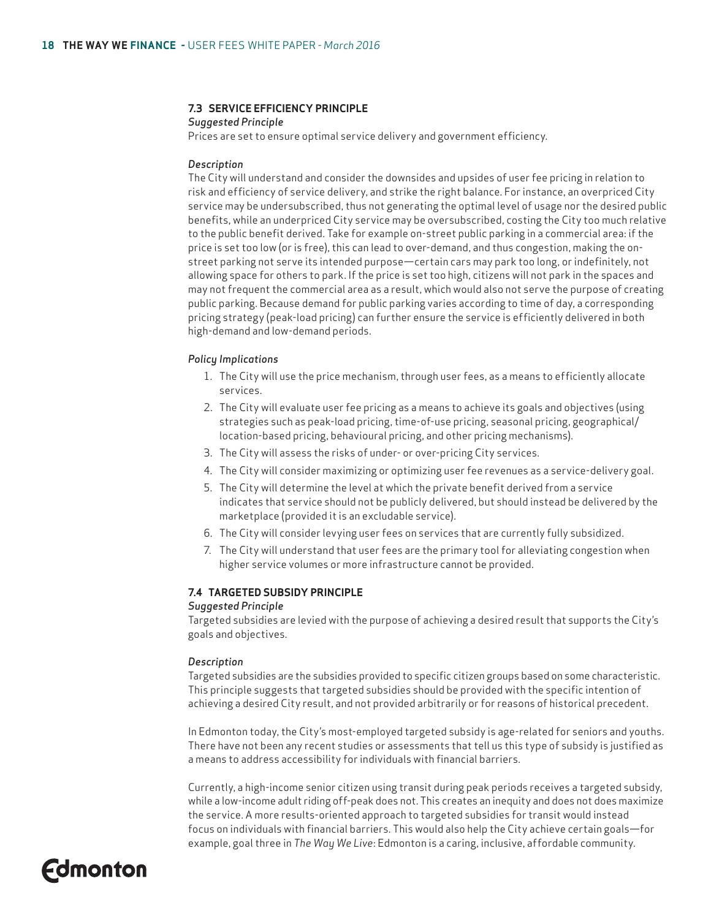### 7.3 SERVICE EFFICIENCY PRINCIPLE

*Suggested Principle*

Prices are set to ensure optimal service delivery and government efficiency.

*Description*

The City will understand and consider the downsides and upsides of user fee pricing in relation to risk and efficiency of service delivery, and strike the right balance. For instance, an overpriced City service may be undersubscribed, thus not generating the optimal level of usage nor the desired public benefits, while an underpriced City service may be oversubscribed, costing the City too much relative to the public benefit derived. Take for example on-street public parking in a commercial area: if the price is set too low (or is free), this can lead to over-demand, and thus congestion, making the on-street parking not serve its intended purpose—certain cars may park too long, or indefinitely, not allowing space for others to park. If the price is set too high, citizens will not park in the spaces and may not frequent the commercial area as a result, which would also not serve the purpose of creating public parking. Because demand for public parking varies according to time of day, a corresponding pricing strategy (peak-load pricing) can further ensure the service is efficiently delivered in both high-demand and low-demand periods.

*Policy Implications*

1. The City will use the price mechanism, through user fees, as a means to efficiently allocate services.
2. The City will evaluate user fee pricing as a means to achieve its goals and objectives (using strategies such as peak-load pricing, time-of-use pricing, seasonal pricing, geographical/location-based pricing, behavioural pricing, and other pricing mechanisms).
3. The City will assess the risks of under- or over-pricing City services.
4. The City will consider maximizing or optimizing user fee revenues as a service-delivery goal.
5. The City will determine the level at which the private benefit derived from a service indicates that service should not be publicly delivered, but should instead be delivered by the marketplace (provided it is an excludable service).
6. The City will consider levying user fees on services that are currently fully subsidized.
7. The City will understand that user fees are the primary tool for alleviating congestion when higher service volumes or more infrastructure cannot be provided.

### 7.4 TARGETED SUBSIDY PRINCIPLE

*Suggested Principle*

Targeted subsidies are levied with the purpose of achieving a desired result that supports the City's goals and objectives.

*Description*

Targeted subsidies are the subsidies provided to specific citizen groups based on some characteristic. This principle suggests that targeted subsidies should be provided with the specific intention of achieving a desired City result, and not provided arbitrarily or for reasons of historical precedent.

In Edmonton today, the City's most-employed targeted subsidy is age-related for seniors and youths. There have not been any recent studies or assessments that tell us this type of subsidy is justified as a means to address accessibility for individuals with financial barriers.

Currently, a high-income senior citizen using transit during peak periods receives a targeted subsidy, while a low-income adult riding off-peak does not. This creates an inequity and does not does maximize the service. A more results-oriented approach to targeted subsidies for transit would instead focus on individuals with financial barriers. This would also help the City achieve certain goals—for example, goal three in *The Way We Live*: Edmonton is a caring, inclusive, affordable community.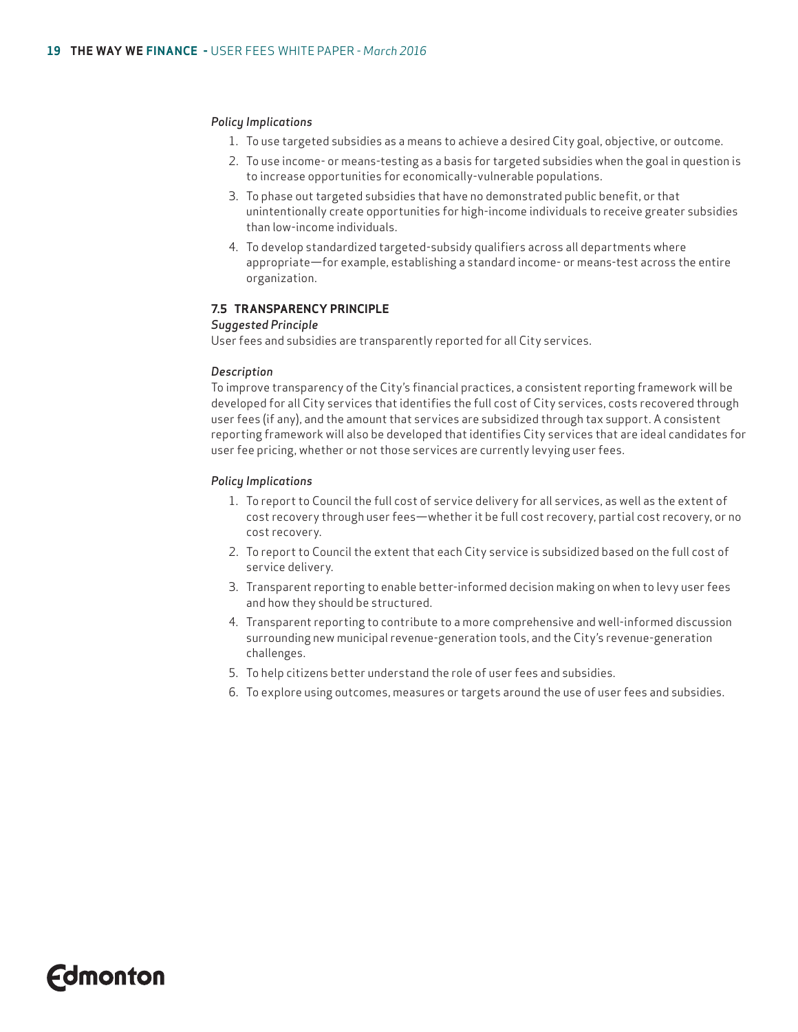*Policy Implications*

1. To use targeted subsidies as a means to achieve a desired City goal, objective, or outcome.
2. To use income- or means-testing as a basis for targeted subsidies when the goal in question is to increase opportunities for economically-vulnerable populations.
3. To phase out targeted subsidies that have no demonstrated public benefit, or that unintentionally create opportunities for high-income individuals to receive greater subsidies than low-income individuals.
4. To develop standardized targeted-subsidy qualifiers across all departments where appropriate—for example, establishing a standard income- or means-test across the entire organization.

### 7.5 TRANSPARENCY PRINCIPLE

*Suggested Principle*

User fees and subsidies are transparently reported for all City services.

*Description*

To improve transparency of the City's financial practices, a consistent reporting framework will be developed for all City services that identifies the full cost of City services, costs recovered through user fees (if any), and the amount that services are subsidized through tax support. A consistent reporting framework will also be developed that identifies City services that are ideal candidates for user fee pricing, whether or not those services are currently levying user fees.

*Policy Implications*

1. To report to Council the full cost of service delivery for all services, as well as the extent of cost recovery through user fees—whether it be full cost recovery, partial cost recovery, or no cost recovery.
2. To report to Council the extent that each City service is subsidized based on the full cost of service delivery.
3. Transparent reporting to enable better-informed decision making on when to levy user fees and how they should be structured.
4. Transparent reporting to contribute to a more comprehensive and well-informed discussion surrounding new municipal revenue-generation tools, and the City's revenue-generation challenges.
5. To help citizens better understand the role of user fees and subsidies.
6. To explore using outcomes, measures or targets around the use of user fees and subsidies.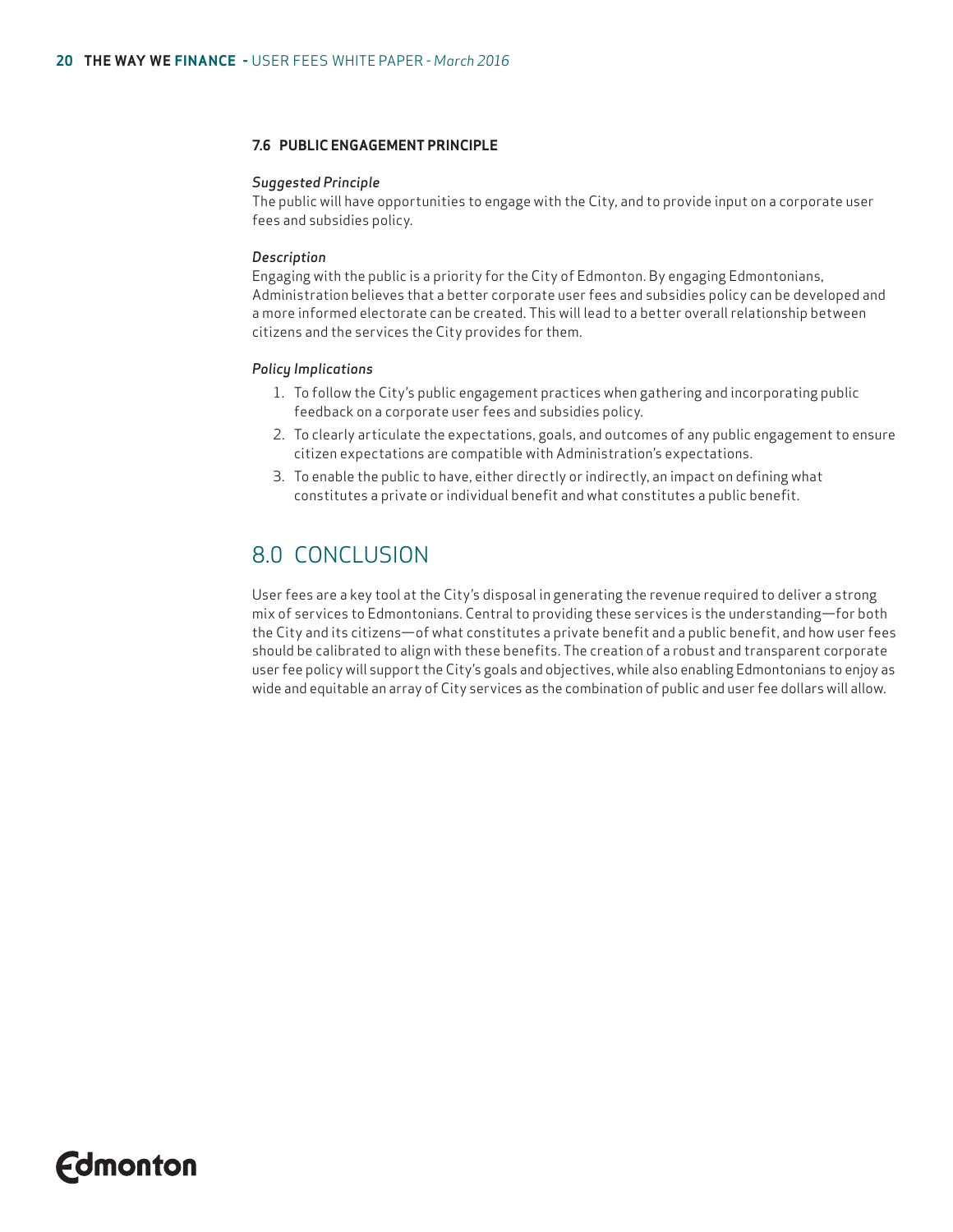### 7.6 PUBLIC ENGAGEMENT PRINCIPLE

*Suggested Principle*

The public will have opportunities to engage with the City, and to provide input on a corporate user fees and subsidies policy.

*Description*

Engaging with the public is a priority for the City of Edmonton. By engaging Edmontonians, Administration believes that a better corporate user fees and subsidies policy can be developed and a more informed electorate can be created. This will lead to a better overall relationship between citizens and the services the City provides for them.

*Policy Implications*

1. To follow the City's public engagement practices when gathering and incorporating public feedback on a corporate user fees and subsidies policy.
2. To clearly articulate the expectations, goals, and outcomes of any public engagement to ensure citizen expectations are compatible with Administration's expectations.
3. To enable the public to have, either directly or indirectly, an impact on defining what constitutes a private or individual benefit and what constitutes a public benefit.

## 8.0 CONCLUSION

User fees are a key tool at the City's disposal in generating the revenue required to deliver a strong mix of services to Edmontonians. Central to providing these services is the understanding—for both the City and its citizens—of what constitutes a private benefit and a public benefit, and how user fees should be calibrated to align with these benefits. The creation of a robust and transparent corporate user fee policy will support the City's goals and objectives, while also enabling Edmontonians to enjoy as wide and equitable an array of City services as the combination of public and user fee dollars will allow.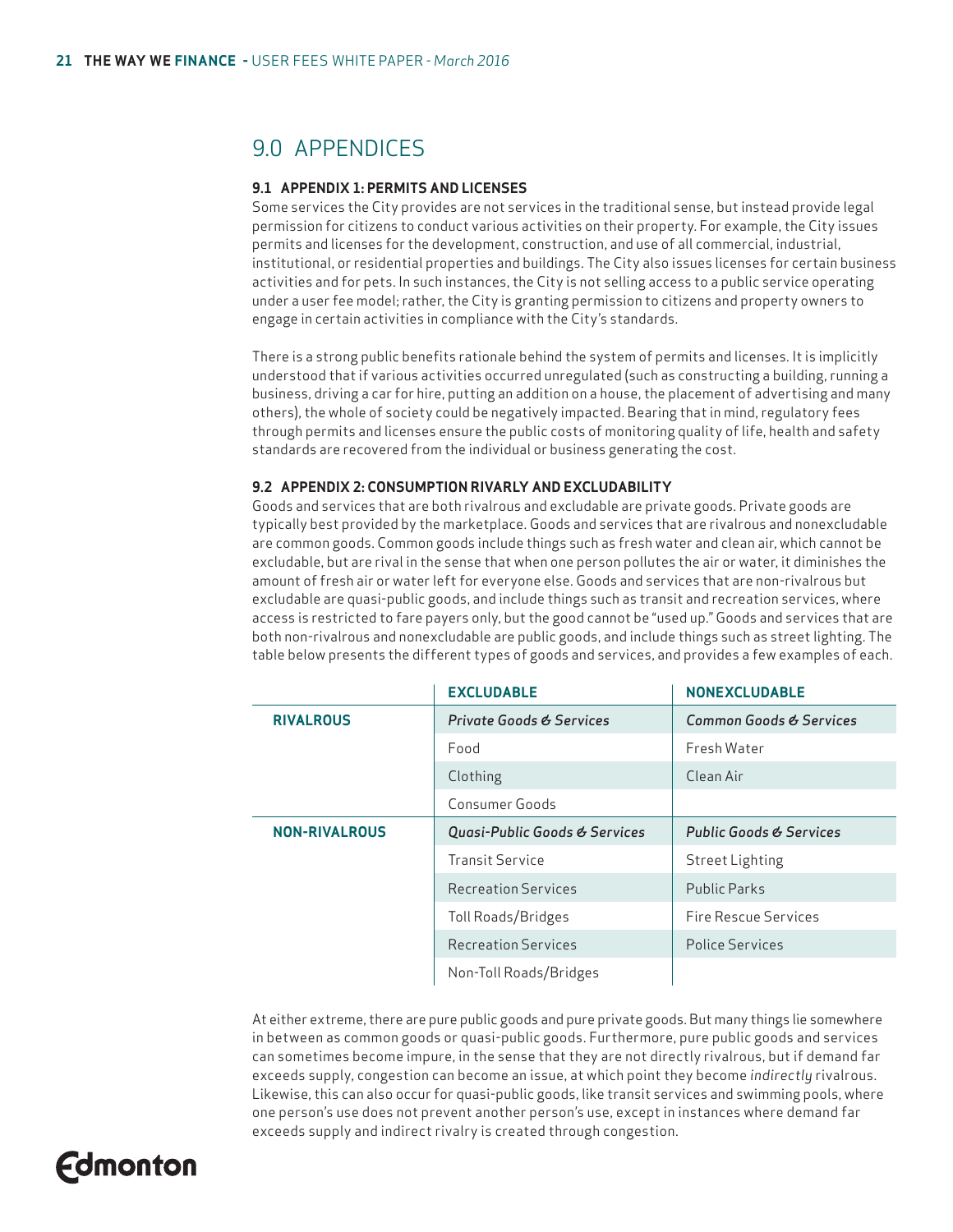## 9.0 APPENDICES

### 9.1 APPENDIX 1: PERMITS AND LICENSES

Some services the City provides are not services in the traditional sense, but instead provide legal permission for citizens to conduct various activities on their property. For example, the City issues permits and licenses for the development, construction, and use of all commercial, industrial, institutional, or residential properties and buildings. The City also issues licenses for certain business activities and for pets. In such instances, the City is not selling access to a public service operating under a user fee model; rather, the City is granting permission to citizens and property owners to engage in certain activities in compliance with the City's standards.

There is a strong public benefits rationale behind the system of permits and licenses. It is implicitly understood that if various activities occurred unregulated (such as constructing a building, running a business, driving a car for hire, putting an addition on a house, the placement of advertising and many others), the whole of society could be negatively impacted. Bearing that in mind, regulatory fees through permits and licenses ensure the public costs of monitoring quality of life, health and safety standards are recovered from the individual or business generating the cost.

### 9.2 APPENDIX 2: CONSUMPTION RIVALRY AND EXCLUDABILITY

Goods and services that are both rivalrous and excludable are private goods. Private goods are typically best provided by the marketplace. Goods and services that are rivalrous and nonexcludable are common goods. Common goods include things such as fresh water and clean air, which cannot be excludable, but are rival in the sense that when one person pollutes the air or water, it diminishes the amount of fresh air or water left for everyone else. Goods and services that are non-rivalrous but excludable are quasi-public goods, and include things such as transit and recreation services, where access is restricted to fare payers only, but the good cannot be "used up." Goods and services that are both non-rivalrous and nonexcludable are public goods, and include things such as street lighting. The table below presents the different types of goods and services, and provides a few examples of each.

| | EXCLUDABLE | NONEXCLUDABLE |
|---|---|---|
| **RIVALROUS** | *Private Goods & Services* | *Common Goods & Services* |
| | Food | Fresh Water |
| | Clothing | Clean Air |
| | Consumer Goods | |
| **NON-RIVALROUS** | *Quasi-Public Goods & Services* | *Public Goods & Services* |
| | Transit Service | Street Lighting |
| | Recreation Services | Public Parks |
| | Toll Roads/Bridges | Fire Rescue Services |
| | Recreation Services | Police Services |
| | Non-Toll Roads/Bridges | |

At either extreme, there are pure public goods and pure private goods. But many things lie somewhere in between as common goods or quasi-public goods. Furthermore, pure public goods and services can sometimes become impure, in the sense that they are not directly rivalrous, but if demand far exceeds supply, congestion can become an issue, at which point they become *indirectly* rivalrous. Likewise, this can also occur for quasi-public goods, like transit services and swimming pools, where one person's use does not prevent another person's use, except in instances where demand far exceeds supply and indirect rivalry is created through congestion.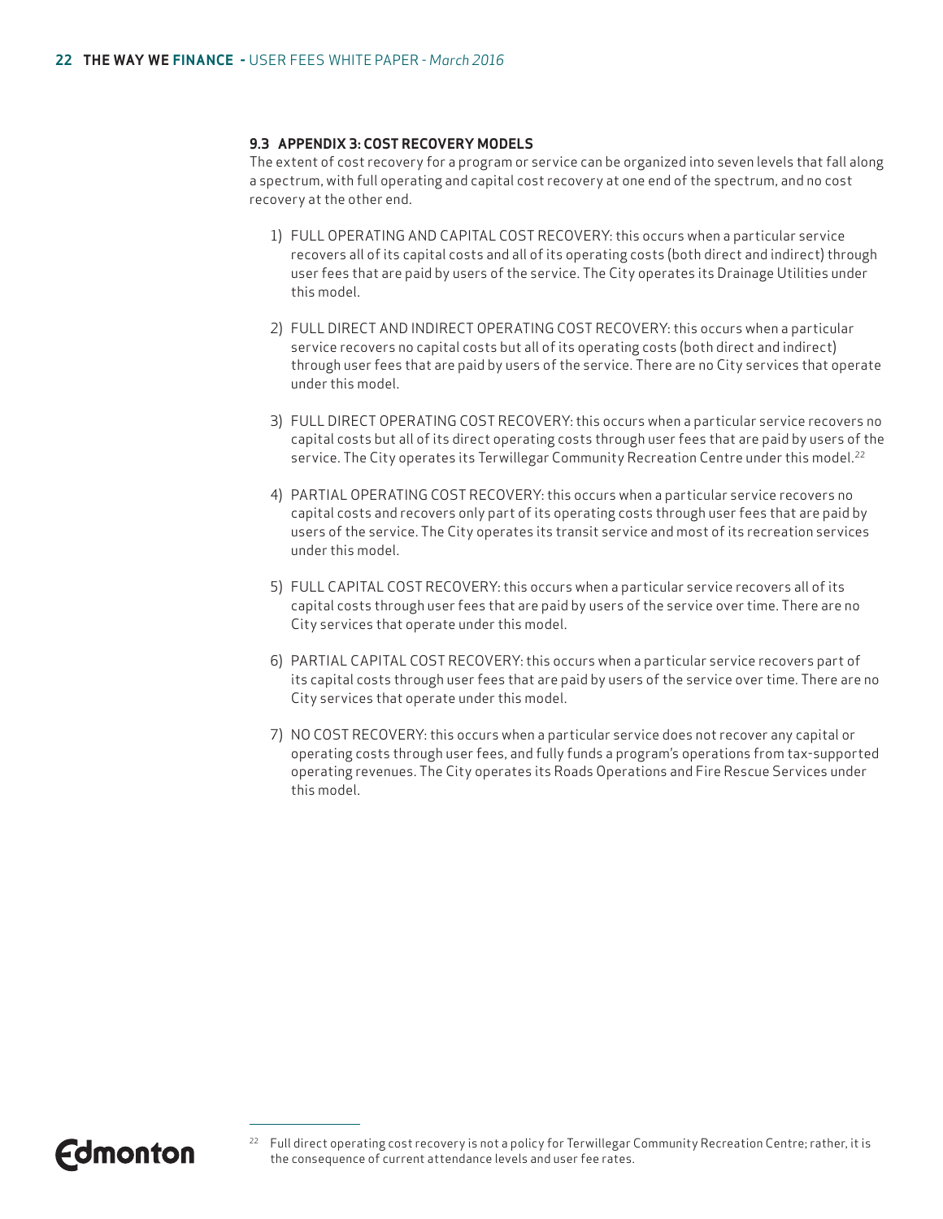### 9.3 APPENDIX 3: COST RECOVERY MODELS

The extent of cost recovery for a program or service can be organized into seven levels that fall along a spectrum, with full operating and capital cost recovery at one end of the spectrum, and no cost recovery at the other end.

1) FULL OPERATING AND CAPITAL COST RECOVERY: this occurs when a particular service recovers all of its capital costs and all of its operating costs (both direct and indirect) through user fees that are paid by users of the service. The City operates its Drainage Utilities under this model.

2) FULL DIRECT AND INDIRECT OPERATING COST RECOVERY: this occurs when a particular service recovers no capital costs but all of its operating costs (both direct and indirect) through user fees that are paid by users of the service. There are no City services that operate under this model.

3) FULL DIRECT OPERATING COST RECOVERY: this occurs when a particular service recovers no capital costs but all of its direct operating costs through user fees that are paid by users of the service. The City operates its Terwillegar Community Recreation Centre under this model.[22]

4) PARTIAL OPERATING COST RECOVERY: this occurs when a particular service recovers no capital costs and recovers only part of its operating costs through user fees that are paid by users of the service. The City operates its transit service and most of its recreation services under this model.

5) FULL CAPITAL COST RECOVERY: this occurs when a particular service recovers all of its capital costs through user fees that are paid by users of the service over time. There are no City services that operate under this model.

6) PARTIAL CAPITAL COST RECOVERY: this occurs when a particular service recovers part of its capital costs through user fees that are paid by users of the service over time. There are no City services that operate under this model.

7) NO COST RECOVERY: this occurs when a particular service does not recover any capital or operating costs through user fees, and fully funds a program's operations from tax-supported operating revenues. The City operates its Roads Operations and Fire Rescue Services under this model.

[22] Full direct operating cost recovery is not a policy for Terwillegar Community Recreation Centre; rather, it is the consequence of current attendance levels and user fee rates.